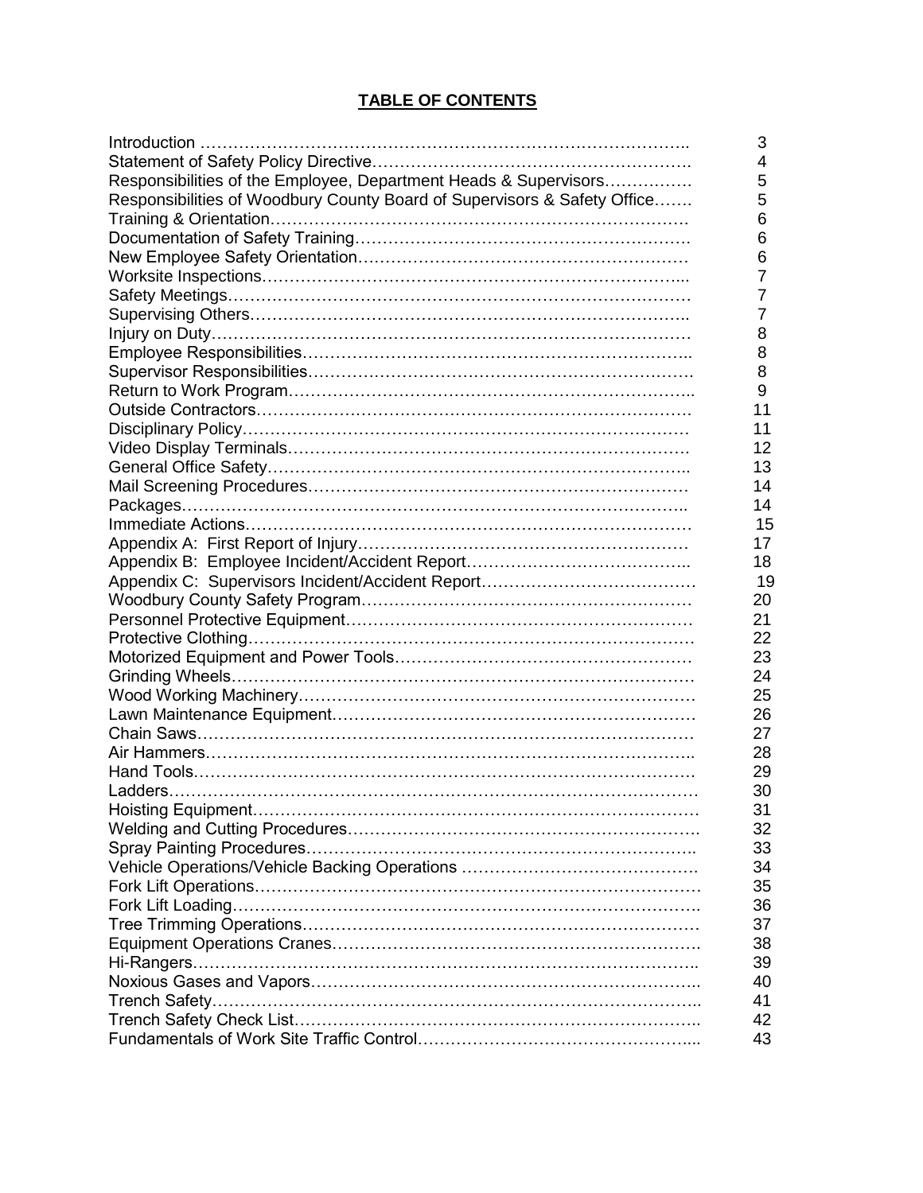# TABLE OF CONTENTS

| | |
|---|---|
| Introduction | 3 |
| Statement of Safety Policy Directive | 4 |
| Responsibilities of the Employee, Department Heads & Supervisors | 5 |
| Responsibilities of Woodbury County Board of Supervisors & Safety Office | 5 |
| Training & Orientation | 6 |
| Documentation of Safety Training | 6 |
| New Employee Safety Orientation | 6 |
| Worksite Inspections | 7 |
| Safety Meetings | 7 |
| Supervising Others | 7 |
| Injury on Duty | 8 |
| Employee Responsibilities | 8 |
| Supervisor Responsibilities | 8 |
| Return to Work Program | 9 |
| Outside Contractors | 11 |
| Disciplinary Policy | 11 |
| Video Display Terminals | 12 |
| General Office Safety | 13 |
| Mail Screening Procedures | 14 |
| Packages | 14 |
| Immediate Actions | 15 |
| Appendix A: First Report of Injury | 17 |
| Appendix B: Employee Incident/Accident Report | 18 |
| Appendix C: Supervisors Incident/Accident Report | 19 |
| Woodbury County Safety Program | 20 |
| Personnel Protective Equipment | 21 |
| Protective Clothing | 22 |
| Motorized Equipment and Power Tools | 23 |
| Grinding Wheels | 24 |
| Wood Working Machinery | 25 |
| Lawn Maintenance Equipment | 26 |
| Chain Saws | 27 |
| Air Hammers | 28 |
| Hand Tools | 29 |
| Ladders | 30 |
| Hoisting Equipment | 31 |
| Welding and Cutting Procedures | 32 |
| Spray Painting Procedures | 33 |
| Vehicle Operations/Vehicle Backing Operations | 34 |
| Fork Lift Operations | 35 |
| Fork Lift Loading | 36 |
| Tree Trimming Operations | 37 |
| Equipment Operations Cranes | 38 |
| Hi-Rangers | 39 |
| Noxious Gases and Vapors | 40 |
| Trench Safety | 41 |
| Trench Safety Check List | 42 |
| Fundamentals of Work Site Traffic Control | 43 |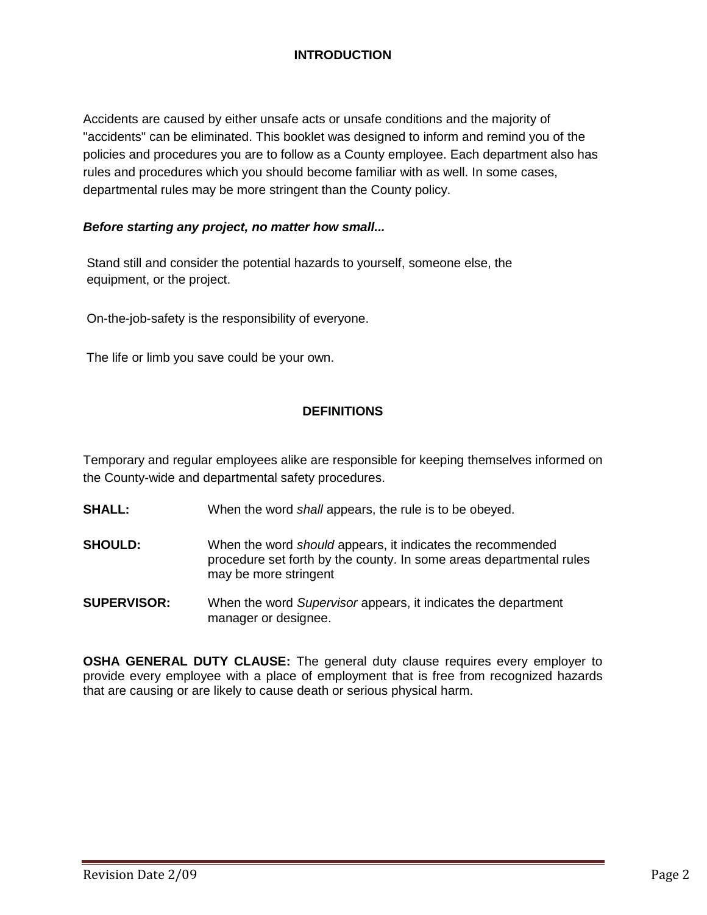## INTRODUCTION

Accidents are caused by either unsafe acts or unsafe conditions and the majority of "accidents" can be eliminated. This booklet was designed to inform and remind you of the policies and procedures you are to follow as a County employee. Each department also has rules and procedures which you should become familiar with as well. In some cases, departmental rules may be more stringent than the County policy.

***Before starting any project, no matter how small...***

Stand still and consider the potential hazards to yourself, someone else, the equipment, or the project.

On-the-job-safety is the responsibility of everyone.

The life or limb you save could be your own.

## DEFINITIONS

Temporary and regular employees alike are responsible for keeping themselves informed on the County-wide and departmental safety procedures.

**SHALL:** When the word *shall* appears, the rule is to be obeyed.

**SHOULD:** When the word *should* appears, it indicates the recommended procedure set forth by the county. In some areas departmental rules may be more stringent

**SUPERVISOR:** When the word *Supervisor* appears, it indicates the department manager or designee.

**OSHA GENERAL DUTY CLAUSE:** The general duty clause requires every employer to provide every employee with a place of employment that is free from recognized hazards that are causing or are likely to cause death or serious physical harm.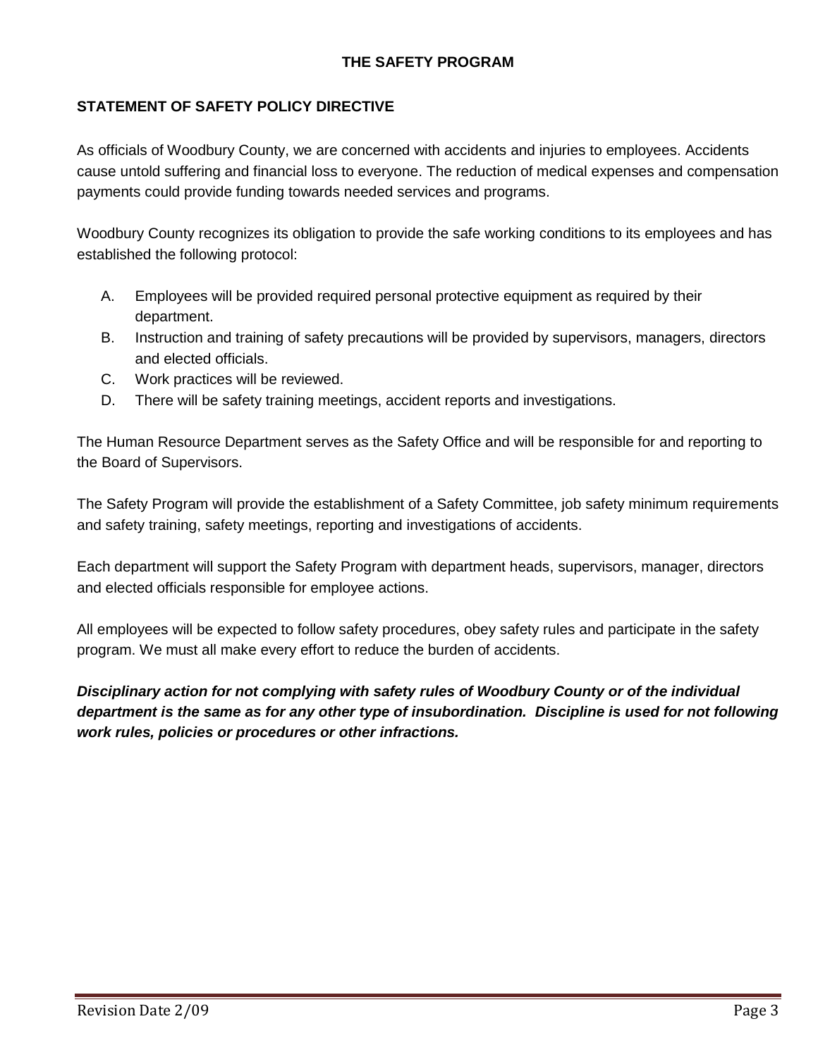# THE SAFETY PROGRAM

## STATEMENT OF SAFETY POLICY DIRECTIVE

As officials of Woodbury County, we are concerned with accidents and injuries to employees. Accidents cause untold suffering and financial loss to everyone. The reduction of medical expenses and compensation payments could provide funding towards needed services and programs.

Woodbury County recognizes its obligation to provide the safe working conditions to its employees and has established the following protocol:

A. Employees will be provided required personal protective equipment as required by their department.
B. Instruction and training of safety precautions will be provided by supervisors, managers, directors and elected officials.
C. Work practices will be reviewed.
D. There will be safety training meetings, accident reports and investigations.

The Human Resource Department serves as the Safety Office and will be responsible for and reporting to the Board of Supervisors.

The Safety Program will provide the establishment of a Safety Committee, job safety minimum requirements and safety training, safety meetings, reporting and investigations of accidents.

Each department will support the Safety Program with department heads, supervisors, manager, directors and elected officials responsible for employee actions.

All employees will be expected to follow safety procedures, obey safety rules and participate in the safety program. We must all make every effort to reduce the burden of accidents.

***Disciplinary action for not complying with safety rules of Woodbury County or of the individual department is the same as for any other type of insubordination. Discipline is used for not following work rules, policies or procedures or other infractions.***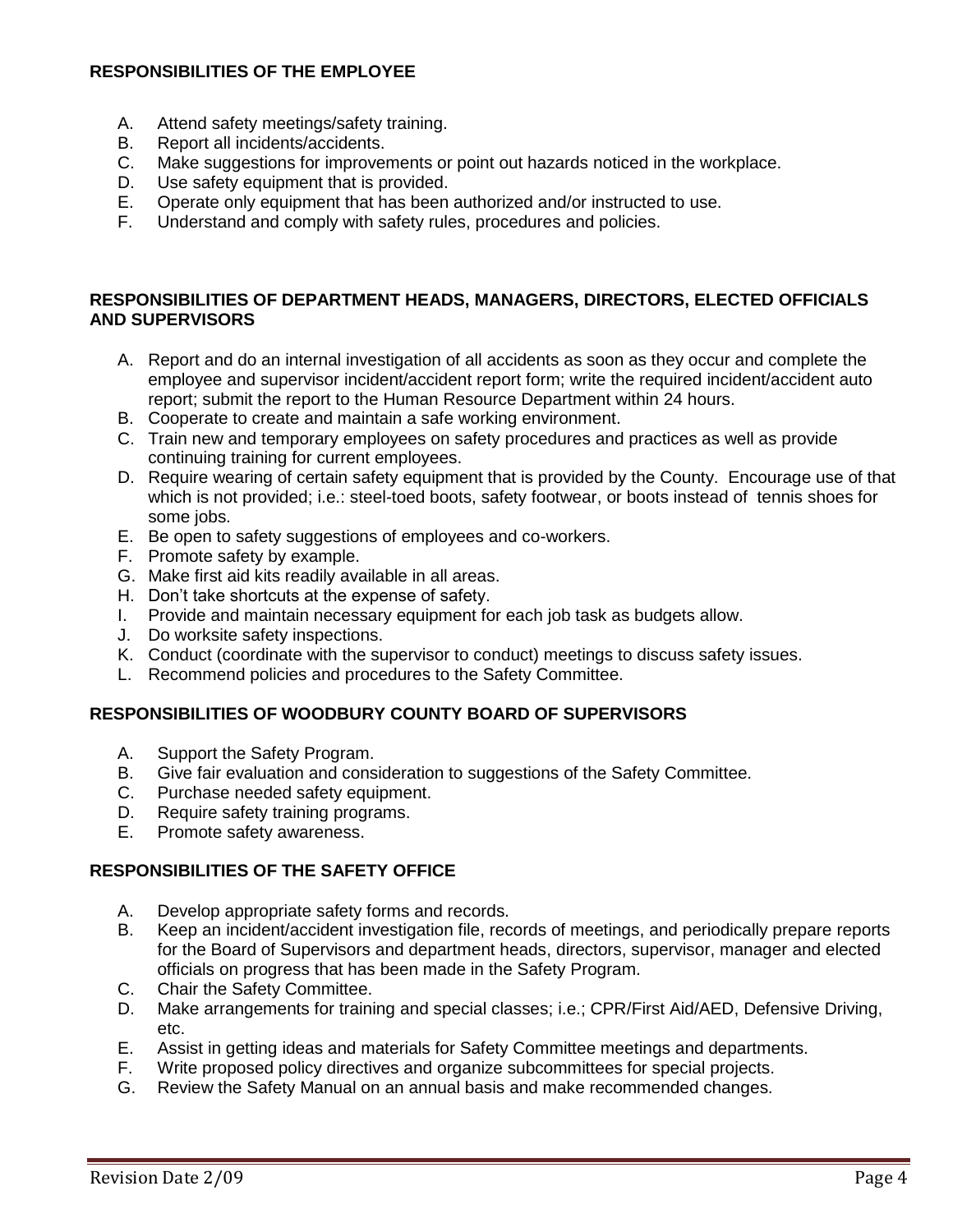**RESPONSIBILITIES OF THE EMPLOYEE**

A. Attend safety meetings/safety training.
B. Report all incidents/accidents.
C. Make suggestions for improvements or point out hazards noticed in the workplace.
D. Use safety equipment that is provided.
E. Operate only equipment that has been authorized and/or instructed to use.
F. Understand and comply with safety rules, procedures and policies.

**RESPONSIBILITIES OF DEPARTMENT HEADS, MANAGERS, DIRECTORS, ELECTED OFFICIALS AND SUPERVISORS**

A. Report and do an internal investigation of all accidents as soon as they occur and complete the employee and supervisor incident/accident report form; write the required incident/accident auto report; submit the report to the Human Resource Department within 24 hours.
B. Cooperate to create and maintain a safe working environment.
C. Train new and temporary employees on safety procedures and practices as well as provide continuing training for current employees.
D. Require wearing of certain safety equipment that is provided by the County. Encourage use of that which is not provided; i.e.: steel-toed boots, safety footwear, or boots instead of tennis shoes for some jobs.
E. Be open to safety suggestions of employees and co-workers.
F. Promote safety by example.
G. Make first aid kits readily available in all areas.
H. Don't take shortcuts at the expense of safety.
I. Provide and maintain necessary equipment for each job task as budgets allow.
J. Do worksite safety inspections.
K. Conduct (coordinate with the supervisor to conduct) meetings to discuss safety issues.
L. Recommend policies and procedures to the Safety Committee.

**RESPONSIBILITIES OF WOODBURY COUNTY BOARD OF SUPERVISORS**

A. Support the Safety Program.
B. Give fair evaluation and consideration to suggestions of the Safety Committee.
C. Purchase needed safety equipment.
D. Require safety training programs.
E. Promote safety awareness.

**RESPONSIBILITIES OF THE SAFETY OFFICE**

A. Develop appropriate safety forms and records.
B. Keep an incident/accident investigation file, records of meetings, and periodically prepare reports for the Board of Supervisors and department heads, directors, supervisor, manager and elected officials on progress that has been made in the Safety Program.
C. Chair the Safety Committee.
D. Make arrangements for training and special classes; i.e.; CPR/First Aid/AED, Defensive Driving, etc.
E. Assist in getting ideas and materials for Safety Committee meetings and departments.
F. Write proposed policy directives and organize subcommittees for special projects.
G. Review the Safety Manual on an annual basis and make recommended changes.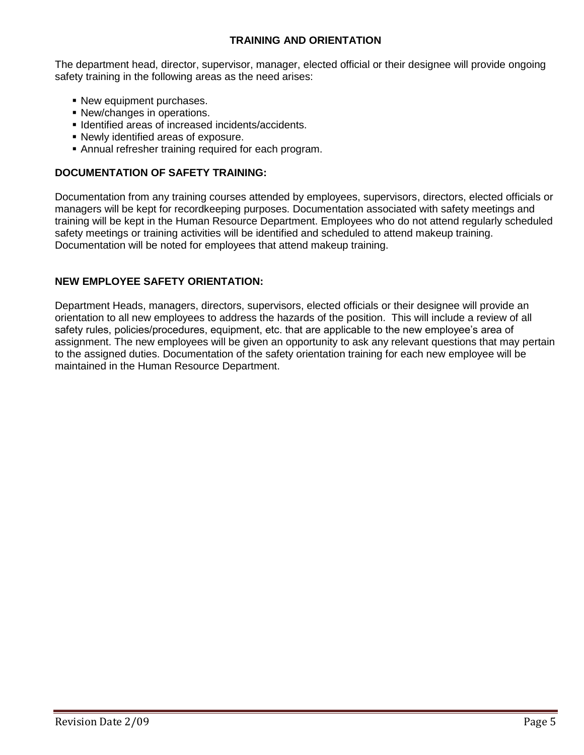## TRAINING AND ORIENTATION

The department head, director, supervisor, manager, elected official or their designee will provide ongoing safety training in the following areas as the need arises:

- New equipment purchases.
- New/changes in operations.
- Identified areas of increased incidents/accidents.
- Newly identified areas of exposure.
- Annual refresher training required for each program.

### DOCUMENTATION OF SAFETY TRAINING:

Documentation from any training courses attended by employees, supervisors, directors, elected officials or managers will be kept for recordkeeping purposes. Documentation associated with safety meetings and training will be kept in the Human Resource Department. Employees who do not attend regularly scheduled safety meetings or training activities will be identified and scheduled to attend makeup training. Documentation will be noted for employees that attend makeup training.

### NEW EMPLOYEE SAFETY ORIENTATION:

Department Heads, managers, directors, supervisors, elected officials or their designee will provide an orientation to all new employees to address the hazards of the position. This will include a review of all safety rules, policies/procedures, equipment, etc. that are applicable to the new employee's area of assignment. The new employees will be given an opportunity to ask any relevant questions that may pertain to the assigned duties. Documentation of the safety orientation training for each new employee will be maintained in the Human Resource Department.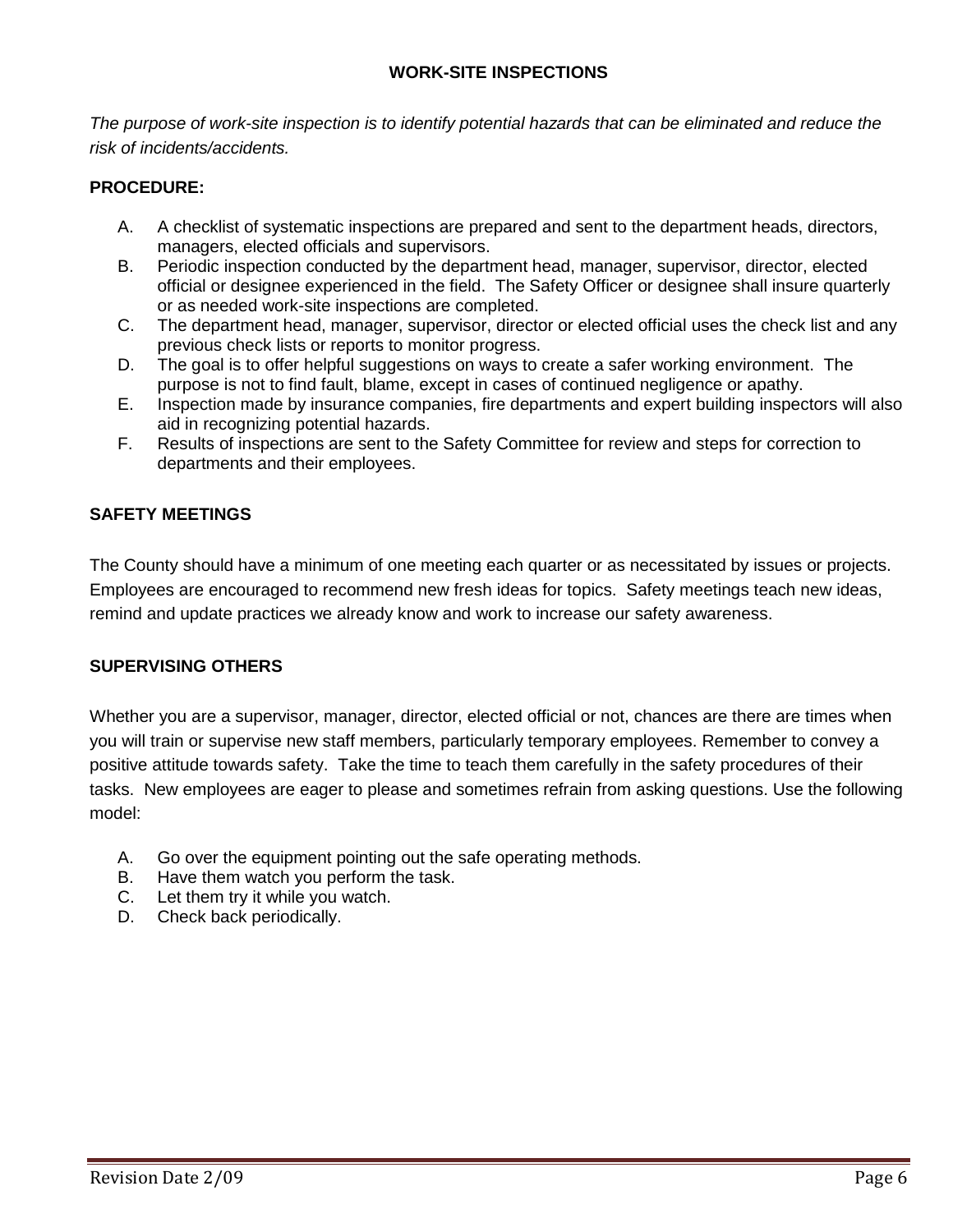## WORK-SITE INSPECTIONS

*The purpose of work-site inspection is to identify potential hazards that can be eliminated and reduce the risk of incidents/accidents.*

**PROCEDURE:**

A. A checklist of systematic inspections are prepared and sent to the department heads, directors, managers, elected officials and supervisors.
B. Periodic inspection conducted by the department head, manager, supervisor, director, elected official or designee experienced in the field. The Safety Officer or designee shall insure quarterly or as needed work-site inspections are completed.
C. The department head, manager, supervisor, director or elected official uses the check list and any previous check lists or reports to monitor progress.
D. The goal is to offer helpful suggestions on ways to create a safer working environment. The purpose is not to find fault, blame, except in cases of continued negligence or apathy.
E. Inspection made by insurance companies, fire departments and expert building inspectors will also aid in recognizing potential hazards.
F. Results of inspections are sent to the Safety Committee for review and steps for correction to departments and their employees.

## SAFETY MEETINGS

The County should have a minimum of one meeting each quarter or as necessitated by issues or projects. Employees are encouraged to recommend new fresh ideas for topics. Safety meetings teach new ideas, remind and update practices we already know and work to increase our safety awareness.

## SUPERVISING OTHERS

Whether you are a supervisor, manager, director, elected official or not, chances are there are times when you will train or supervise new staff members, particularly temporary employees. Remember to convey a positive attitude towards safety. Take the time to teach them carefully in the safety procedures of their tasks. New employees are eager to please and sometimes refrain from asking questions. Use the following model:

A. Go over the equipment pointing out the safe operating methods.
B. Have them watch you perform the task.
C. Let them try it while you watch.
D. Check back periodically.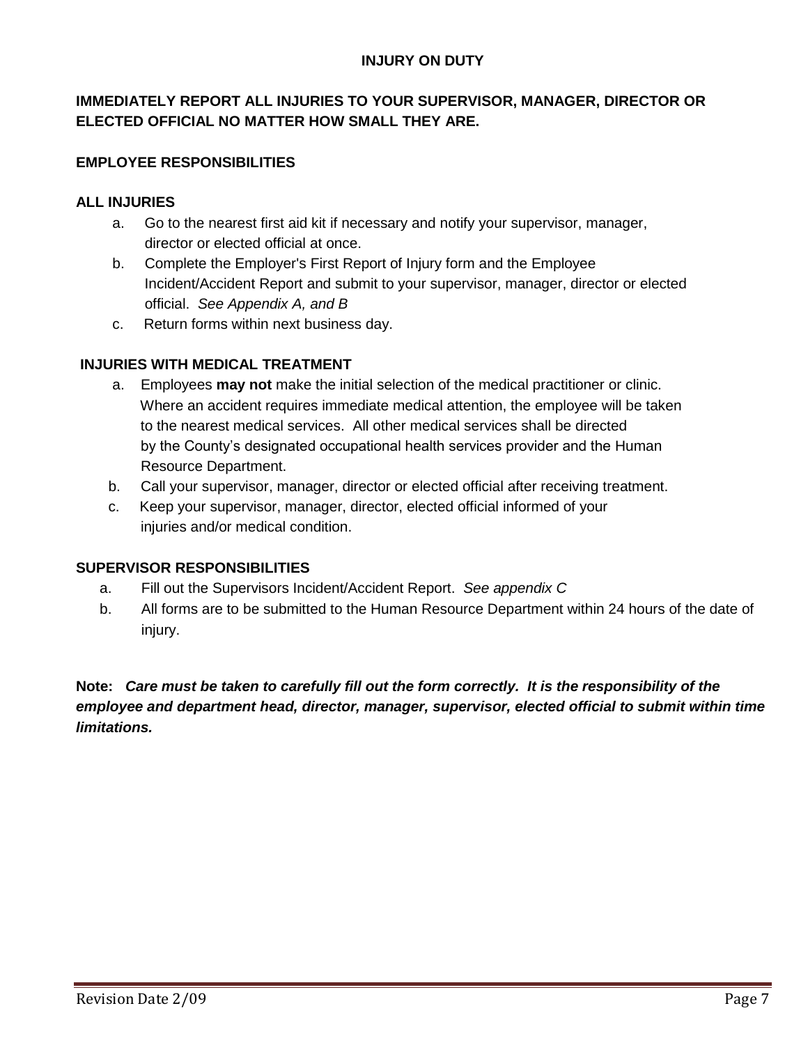# INJURY ON DUTY

**IMMEDIATELY REPORT ALL INJURIES TO YOUR SUPERVISOR, MANAGER, DIRECTOR OR ELECTED OFFICIAL NO MATTER HOW SMALL THEY ARE.**

## EMPLOYEE RESPONSIBILITIES

### ALL INJURIES

a. Go to the nearest first aid kit if necessary and notify your supervisor, manager, director or elected official at once.

b. Complete the Employer's First Report of Injury form and the Employee Incident/Accident Report and submit to your supervisor, manager, director or elected official. *See Appendix A, and B*

c. Return forms within next business day.

### INJURIES WITH MEDICAL TREATMENT

a. Employees **may not** make the initial selection of the medical practitioner or clinic. Where an accident requires immediate medical attention, the employee will be taken to the nearest medical services. All other medical services shall be directed by the County's designated occupational health services provider and the Human Resource Department.

b. Call your supervisor, manager, director or elected official after receiving treatment.

c. Keep your supervisor, manager, director, elected official informed of your injuries and/or medical condition.

## SUPERVISOR RESPONSIBILITIES

a. Fill out the Supervisors Incident/Accident Report. *See appendix C*

b. All forms are to be submitted to the Human Resource Department within 24 hours of the date of injury.

**Note:** ***Care must be taken to carefully fill out the form correctly. It is the responsibility of the employee and department head, director, manager, supervisor, elected official to submit within time limitations.***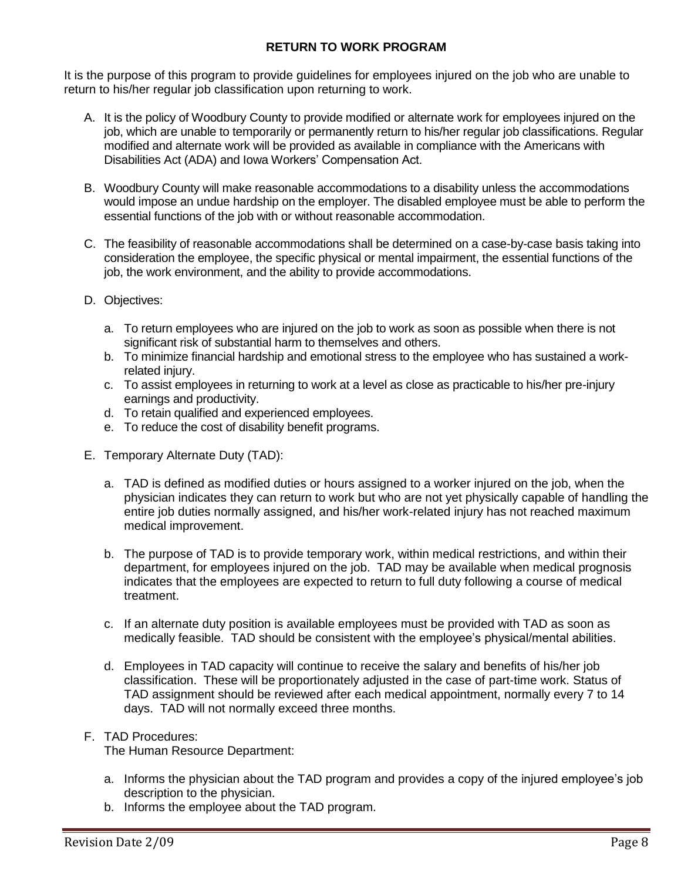**RETURN TO WORK PROGRAM**

It is the purpose of this program to provide guidelines for employees injured on the job who are unable to return to his/her regular job classification upon returning to work.

A. It is the policy of Woodbury County to provide modified or alternate work for employees injured on the job, which are unable to temporarily or permanently return to his/her regular job classifications. Regular modified and alternate work will be provided as available in compliance with the Americans with Disabilities Act (ADA) and Iowa Workers' Compensation Act.

B. Woodbury County will make reasonable accommodations to a disability unless the accommodations would impose an undue hardship on the employer. The disabled employee must be able to perform the essential functions of the job with or without reasonable accommodation.

C. The feasibility of reasonable accommodations shall be determined on a case-by-case basis taking into consideration the employee, the specific physical or mental impairment, the essential functions of the job, the work environment, and the ability to provide accommodations.

D. Objectives:

   a. To return employees who are injured on the job to work as soon as possible when there is not significant risk of substantial harm to themselves and others.
   b. To minimize financial hardship and emotional stress to the employee who has sustained a work-related injury.
   c. To assist employees in returning to work at a level as close as practicable to his/her pre-injury earnings and productivity.
   d. To retain qualified and experienced employees.
   e. To reduce the cost of disability benefit programs.

E. Temporary Alternate Duty (TAD):

   a. TAD is defined as modified duties or hours assigned to a worker injured on the job, when the physician indicates they can return to work but who are not yet physically capable of handling the entire job duties normally assigned, and his/her work-related injury has not reached maximum medical improvement.

   b. The purpose of TAD is to provide temporary work, within medical restrictions, and within their department, for employees injured on the job. TAD may be available when medical prognosis indicates that the employees are expected to return to full duty following a course of medical treatment.

   c. If an alternate duty position is available employees must be provided with TAD as soon as medically feasible. TAD should be consistent with the employee's physical/mental abilities.

   d. Employees in TAD capacity will continue to receive the salary and benefits of his/her job classification. These will be proportionately adjusted in the case of part-time work. Status of TAD assignment should be reviewed after each medical appointment, normally every 7 to 14 days. TAD will not normally exceed three months.

F. TAD Procedures:
   The Human Resource Department:

   a. Informs the physician about the TAD program and provides a copy of the injured employee's job description to the physician.
   b. Informs the employee about the TAD program.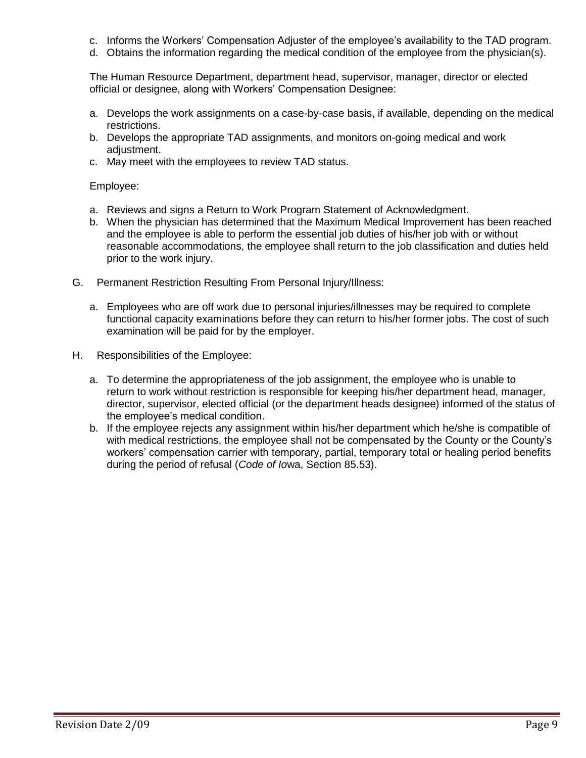c. Informs the Workers' Compensation Adjuster of the employee's availability to the TAD program.
d. Obtains the information regarding the medical condition of the employee from the physician(s).

The Human Resource Department, department head, supervisor, manager, director or elected official or designee, along with Workers' Compensation Designee:

a. Develops the work assignments on a case-by-case basis, if available, depending on the medical restrictions.
b. Develops the appropriate TAD assignments, and monitors on-going medical and work adjustment.
c. May meet with the employees to review TAD status.

Employee:

a. Reviews and signs a Return to Work Program Statement of Acknowledgment.
b. When the physician has determined that the Maximum Medical Improvement has been reached and the employee is able to perform the essential job duties of his/her job with or without reasonable accommodations, the employee shall return to the job classification and duties held prior to the work injury.

G. Permanent Restriction Resulting From Personal Injury/Illness:

a. Employees who are off work due to personal injuries/illnesses may be required to complete functional capacity examinations before they can return to his/her former jobs. The cost of such examination will be paid for by the employer.

H. Responsibilities of the Employee:

a. To determine the appropriateness of the job assignment, the employee who is unable to return to work without restriction is responsible for keeping his/her department head, manager, director, supervisor, elected official (or the department heads designee) informed of the status of the employee's medical condition.
b. If the employee rejects any assignment within his/her department which he/she is compatible of with medical restrictions, the employee shall not be compensated by the County or the County's workers' compensation carrier with temporary, partial, temporary total or healing period benefits during the period of refusal (*Code of Io*wa, Section 85.53).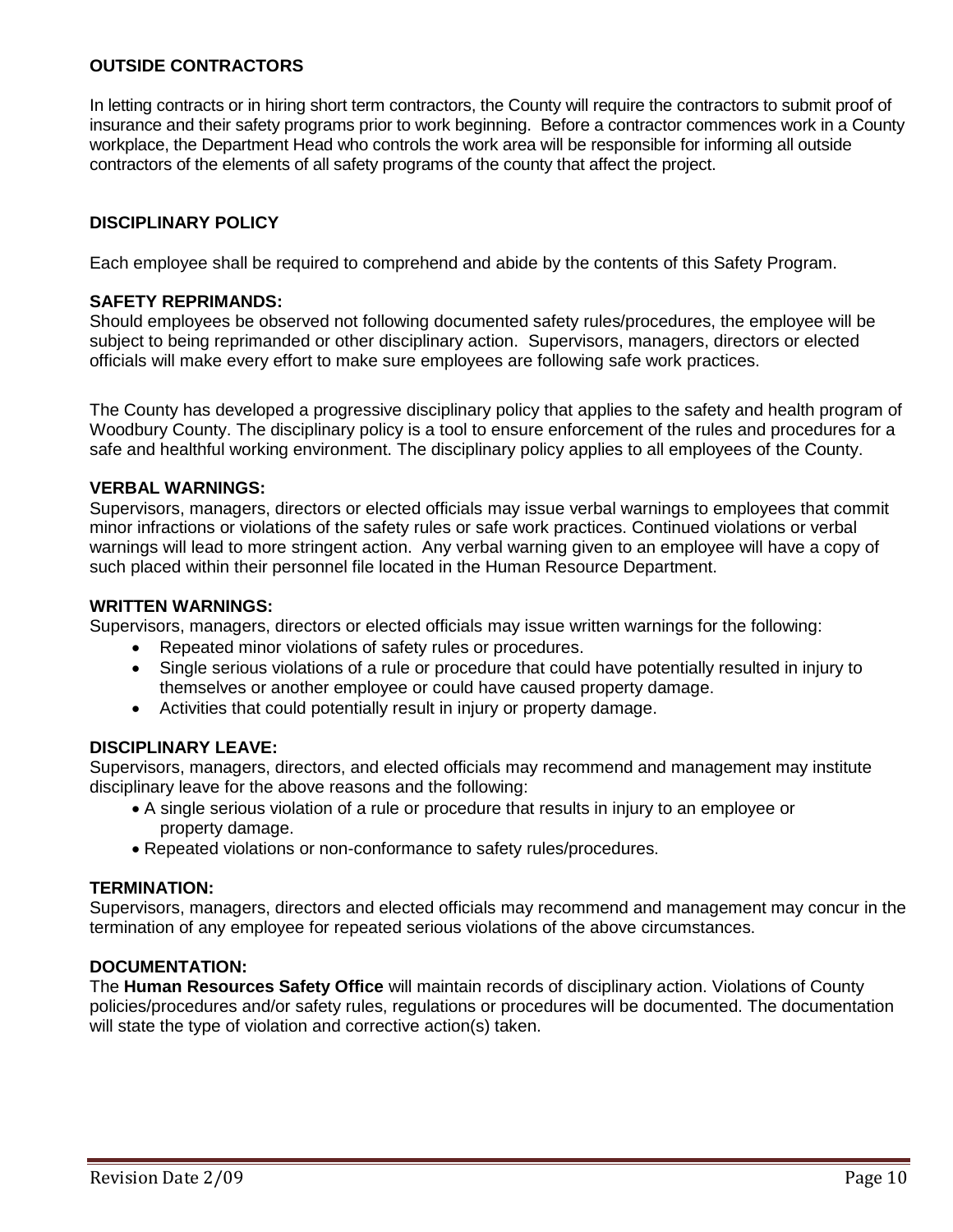## OUTSIDE CONTRACTORS

In letting contracts or in hiring short term contractors, the County will require the contractors to submit proof of insurance and their safety programs prior to work beginning. Before a contractor commences work in a County workplace, the Department Head who controls the work area will be responsible for informing all outside contractors of the elements of all safety programs of the county that affect the project.

## DISCIPLINARY POLICY

Each employee shall be required to comprehend and abide by the contents of this Safety Program.

### SAFETY REPRIMANDS:

Should employees be observed not following documented safety rules/procedures, the employee will be subject to being reprimanded or other disciplinary action. Supervisors, managers, directors or elected officials will make every effort to make sure employees are following safe work practices.

The County has developed a progressive disciplinary policy that applies to the safety and health program of Woodbury County. The disciplinary policy is a tool to ensure enforcement of the rules and procedures for a safe and healthful working environment. The disciplinary policy applies to all employees of the County.

### VERBAL WARNINGS:

Supervisors, managers, directors or elected officials may issue verbal warnings to employees that commit minor infractions or violations of the safety rules or safe work practices. Continued violations or verbal warnings will lead to more stringent action. Any verbal warning given to an employee will have a copy of such placed within their personnel file located in the Human Resource Department.

### WRITTEN WARNINGS:

Supervisors, managers, directors or elected officials may issue written warnings for the following:

- Repeated minor violations of safety rules or procedures.
- Single serious violations of a rule or procedure that could have potentially resulted in injury to themselves or another employee or could have caused property damage.
- Activities that could potentially result in injury or property damage.

### DISCIPLINARY LEAVE:

Supervisors, managers, directors, and elected officials may recommend and management may institute disciplinary leave for the above reasons and the following:

- A single serious violation of a rule or procedure that results in injury to an employee or property damage.
- Repeated violations or non-conformance to safety rules/procedures.

### TERMINATION:

Supervisors, managers, directors and elected officials may recommend and management may concur in the termination of any employee for repeated serious violations of the above circumstances.

### DOCUMENTATION:

The **Human Resources Safety Office** will maintain records of disciplinary action. Violations of County policies/procedures and/or safety rules, regulations or procedures will be documented. The documentation will state the type of violation and corrective action(s) taken.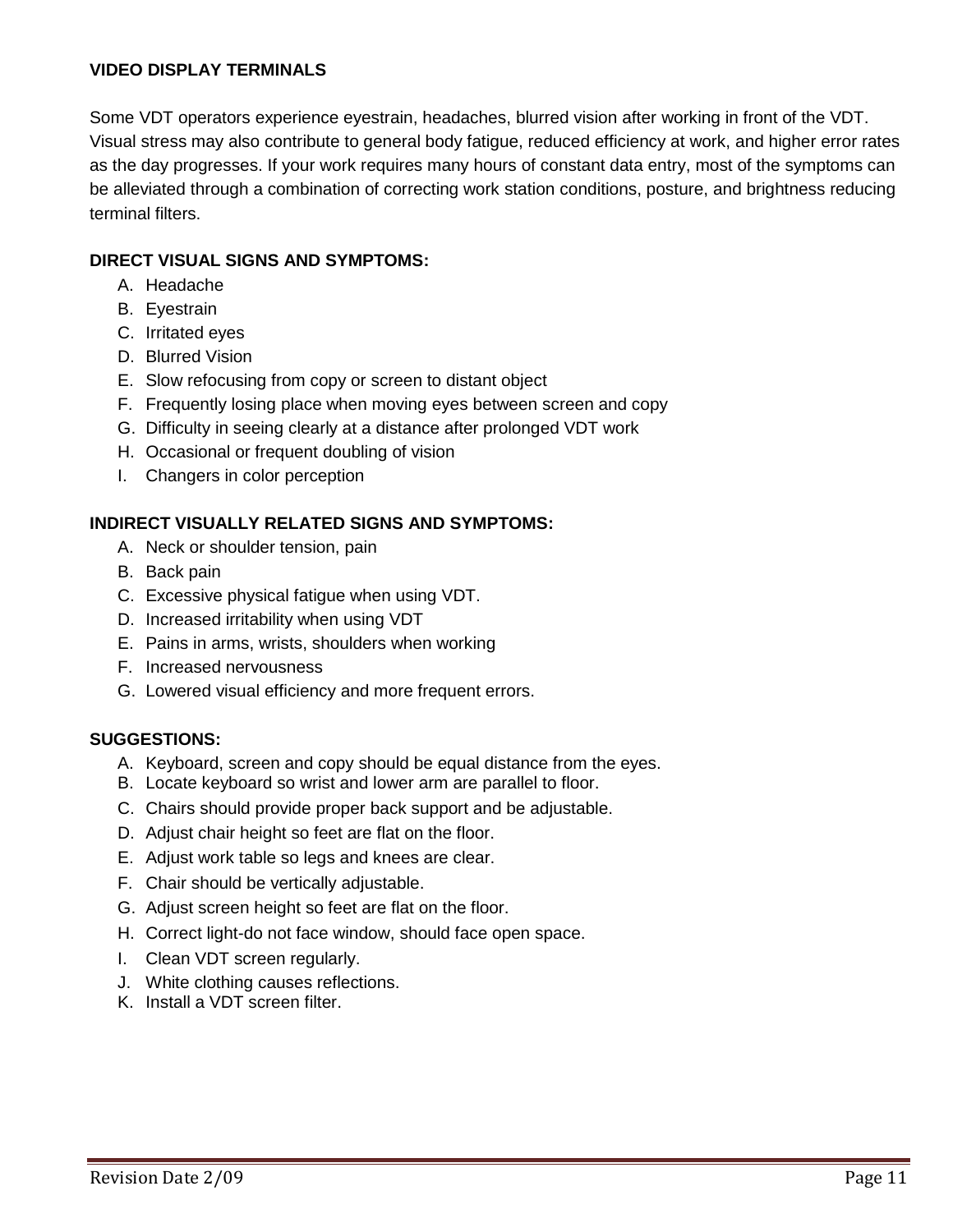**VIDEO DISPLAY TERMINALS**

Some VDT operators experience eyestrain, headaches, blurred vision after working in front of the VDT. Visual stress may also contribute to general body fatigue, reduced efficiency at work, and higher error rates as the day progresses. If your work requires many hours of constant data entry, most of the symptoms can be alleviated through a combination of correcting work station conditions, posture, and brightness reducing terminal filters.

**DIRECT VISUAL SIGNS AND SYMPTOMS:**

A. Headache
B. Eyestrain
C. Irritated eyes
D. Blurred Vision
E. Slow refocusing from copy or screen to distant object
F. Frequently losing place when moving eyes between screen and copy
G. Difficulty in seeing clearly at a distance after prolonged VDT work
H. Occasional or frequent doubling of vision
I. Changers in color perception

**INDIRECT VISUALLY RELATED SIGNS AND SYMPTOMS:**

A. Neck or shoulder tension, pain
B. Back pain
C. Excessive physical fatigue when using VDT.
D. Increased irritability when using VDT
E. Pains in arms, wrists, shoulders when working
F. Increased nervousness
G. Lowered visual efficiency and more frequent errors.

**SUGGESTIONS:**

A. Keyboard, screen and copy should be equal distance from the eyes.
B. Locate keyboard so wrist and lower arm are parallel to floor.
C. Chairs should provide proper back support and be adjustable.
D. Adjust chair height so feet are flat on the floor.
E. Adjust work table so legs and knees are clear.
F. Chair should be vertically adjustable.
G. Adjust screen height so feet are flat on the floor.
H. Correct light-do not face window, should face open space.
I. Clean VDT screen regularly.
J. White clothing causes reflections.
K. Install a VDT screen filter.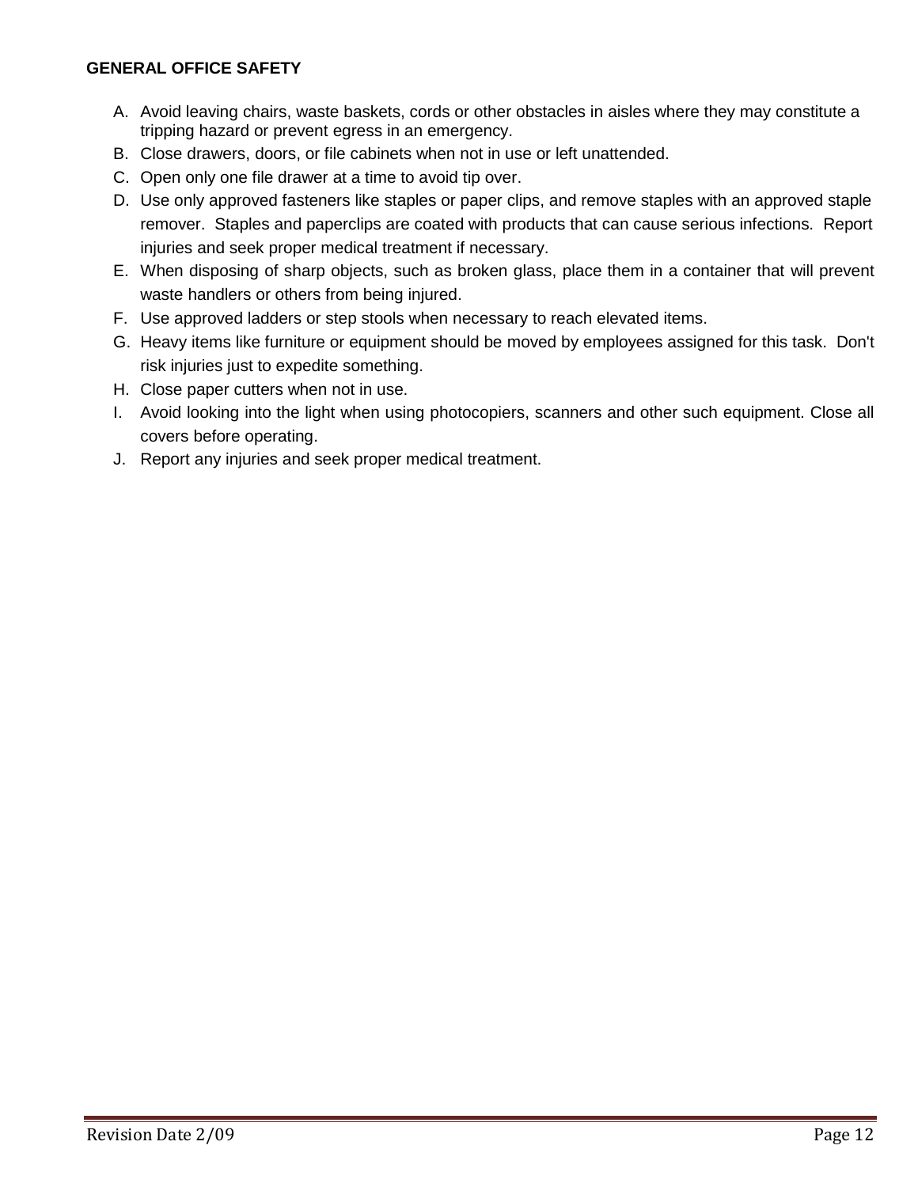## GENERAL OFFICE SAFETY

A. Avoid leaving chairs, waste baskets, cords or other obstacles in aisles where they may constitute a tripping hazard or prevent egress in an emergency.
B. Close drawers, doors, or file cabinets when not in use or left unattended.
C. Open only one file drawer at a time to avoid tip over.
D. Use only approved fasteners like staples or paper clips, and remove staples with an approved staple remover. Staples and paperclips are coated with products that can cause serious infections. Report injuries and seek proper medical treatment if necessary.
E. When disposing of sharp objects, such as broken glass, place them in a container that will prevent waste handlers or others from being injured.
F. Use approved ladders or step stools when necessary to reach elevated items.
G. Heavy items like furniture or equipment should be moved by employees assigned for this task. Don't risk injuries just to expedite something.
H. Close paper cutters when not in use.
I. Avoid looking into the light when using photocopiers, scanners and other such equipment. Close all covers before operating.
J. Report any injuries and seek proper medical treatment.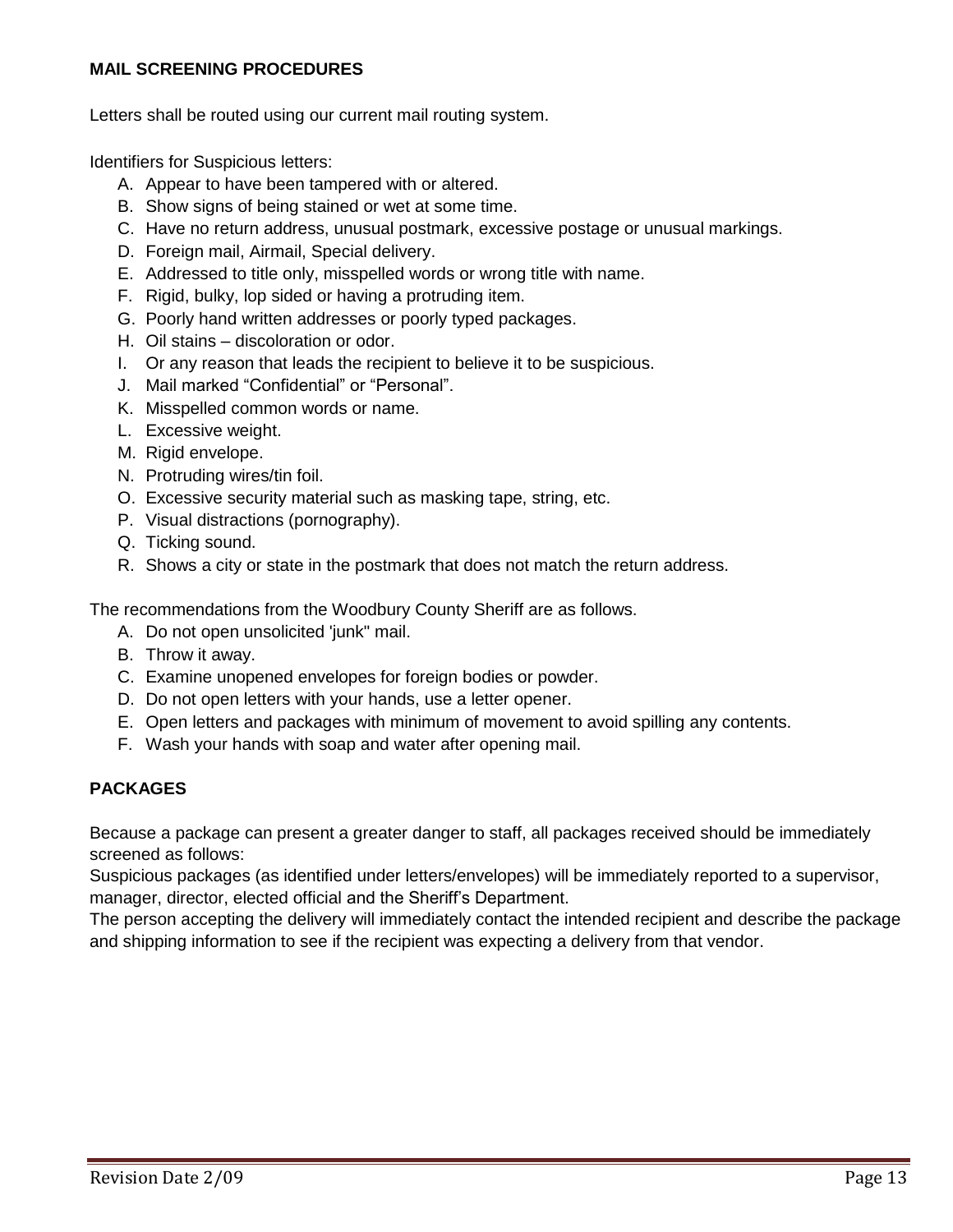**MAIL SCREENING PROCEDURES**

Letters shall be routed using our current mail routing system.

Identifiers for Suspicious letters:

A. Appear to have been tampered with or altered.
B. Show signs of being stained or wet at some time.
C. Have no return address, unusual postmark, excessive postage or unusual markings.
D. Foreign mail, Airmail, Special delivery.
E. Addressed to title only, misspelled words or wrong title with name.
F. Rigid, bulky, lop sided or having a protruding item.
G. Poorly hand written addresses or poorly typed packages.
H. Oil stains – discoloration or odor.
I. Or any reason that leads the recipient to believe it to be suspicious.
J. Mail marked “Confidential” or “Personal”.
K. Misspelled common words or name.
L. Excessive weight.
M. Rigid envelope.
N. Protruding wires/tin foil.
O. Excessive security material such as masking tape, string, etc.
P. Visual distractions (pornography).
Q. Ticking sound.
R. Shows a city or state in the postmark that does not match the return address.

The recommendations from the Woodbury County Sheriff are as follows.

A. Do not open unsolicited 'junk" mail.
B. Throw it away.
C. Examine unopened envelopes for foreign bodies or powder.
D. Do not open letters with your hands, use a letter opener.
E. Open letters and packages with minimum of movement to avoid spilling any contents.
F. Wash your hands with soap and water after opening mail.

**PACKAGES**

Because a package can present a greater danger to staff, all packages received should be immediately screened as follows:
Suspicious packages (as identified under letters/envelopes) will be immediately reported to a supervisor, manager, director, elected official and the Sheriff’s Department.
The person accepting the delivery will immediately contact the intended recipient and describe the package and shipping information to see if the recipient was expecting a delivery from that vendor.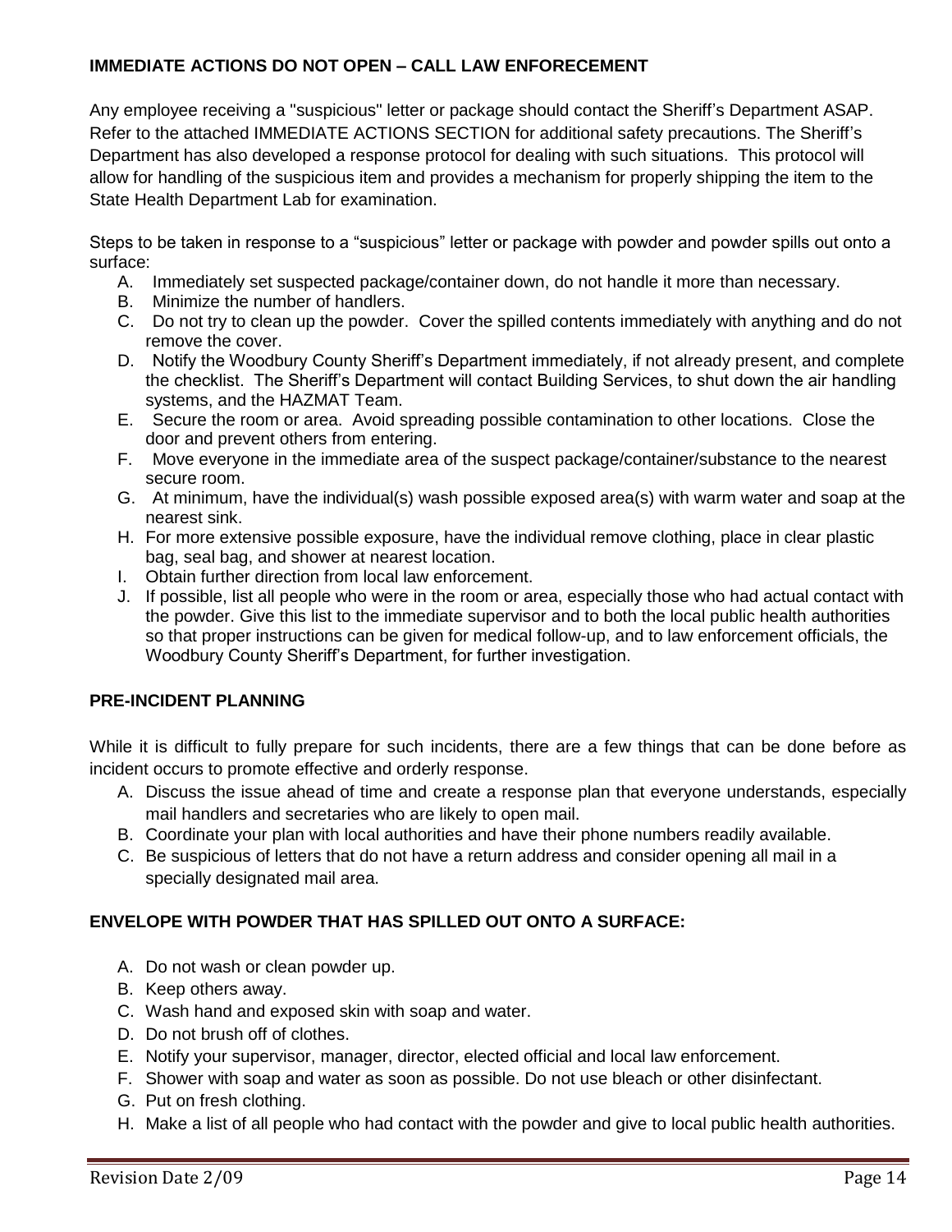**IMMEDIATE ACTIONS DO NOT OPEN – CALL LAW ENFORECEMENT**

Any employee receiving a "suspicious" letter or package should contact the Sheriff's Department ASAP. Refer to the attached IMMEDIATE ACTIONS SECTION for additional safety precautions. The Sheriff's Department has also developed a response protocol for dealing with such situations. This protocol will allow for handling of the suspicious item and provides a mechanism for properly shipping the item to the State Health Department Lab for examination.

Steps to be taken in response to a "suspicious" letter or package with powder and powder spills out onto a surface:

A. Immediately set suspected package/container down, do not handle it more than necessary.
B. Minimize the number of handlers.
C. Do not try to clean up the powder. Cover the spilled contents immediately with anything and do not remove the cover.
D. Notify the Woodbury County Sheriff's Department immediately, if not already present, and complete the checklist. The Sheriff's Department will contact Building Services, to shut down the air handling systems, and the HAZMAT Team.
E. Secure the room or area. Avoid spreading possible contamination to other locations. Close the door and prevent others from entering.
F. Move everyone in the immediate area of the suspect package/container/substance to the nearest secure room.
G. At minimum, have the individual(s) wash possible exposed area(s) with warm water and soap at the nearest sink.
H. For more extensive possible exposure, have the individual remove clothing, place in clear plastic bag, seal bag, and shower at nearest location.
I. Obtain further direction from local law enforcement.
J. If possible, list all people who were in the room or area, especially those who had actual contact with the powder. Give this list to the immediate supervisor and to both the local public health authorities so that proper instructions can be given for medical follow-up, and to law enforcement officials, the Woodbury County Sheriff's Department, for further investigation.

**PRE-INCIDENT PLANNING**

While it is difficult to fully prepare for such incidents, there are a few things that can be done before as incident occurs to promote effective and orderly response.

A. Discuss the issue ahead of time and create a response plan that everyone understands, especially mail handlers and secretaries who are likely to open mail.
B. Coordinate your plan with local authorities and have their phone numbers readily available.
C. Be suspicious of letters that do not have a return address and consider opening all mail in a specially designated mail area.

**ENVELOPE WITH POWDER THAT HAS SPILLED OUT ONTO A SURFACE:**

A. Do not wash or clean powder up.
B. Keep others away.
C. Wash hand and exposed skin with soap and water.
D. Do not brush off of clothes.
E. Notify your supervisor, manager, director, elected official and local law enforcement.
F. Shower with soap and water as soon as possible. Do not use bleach or other disinfectant.
G. Put on fresh clothing.
H. Make a list of all people who had contact with the powder and give to local public health authorities.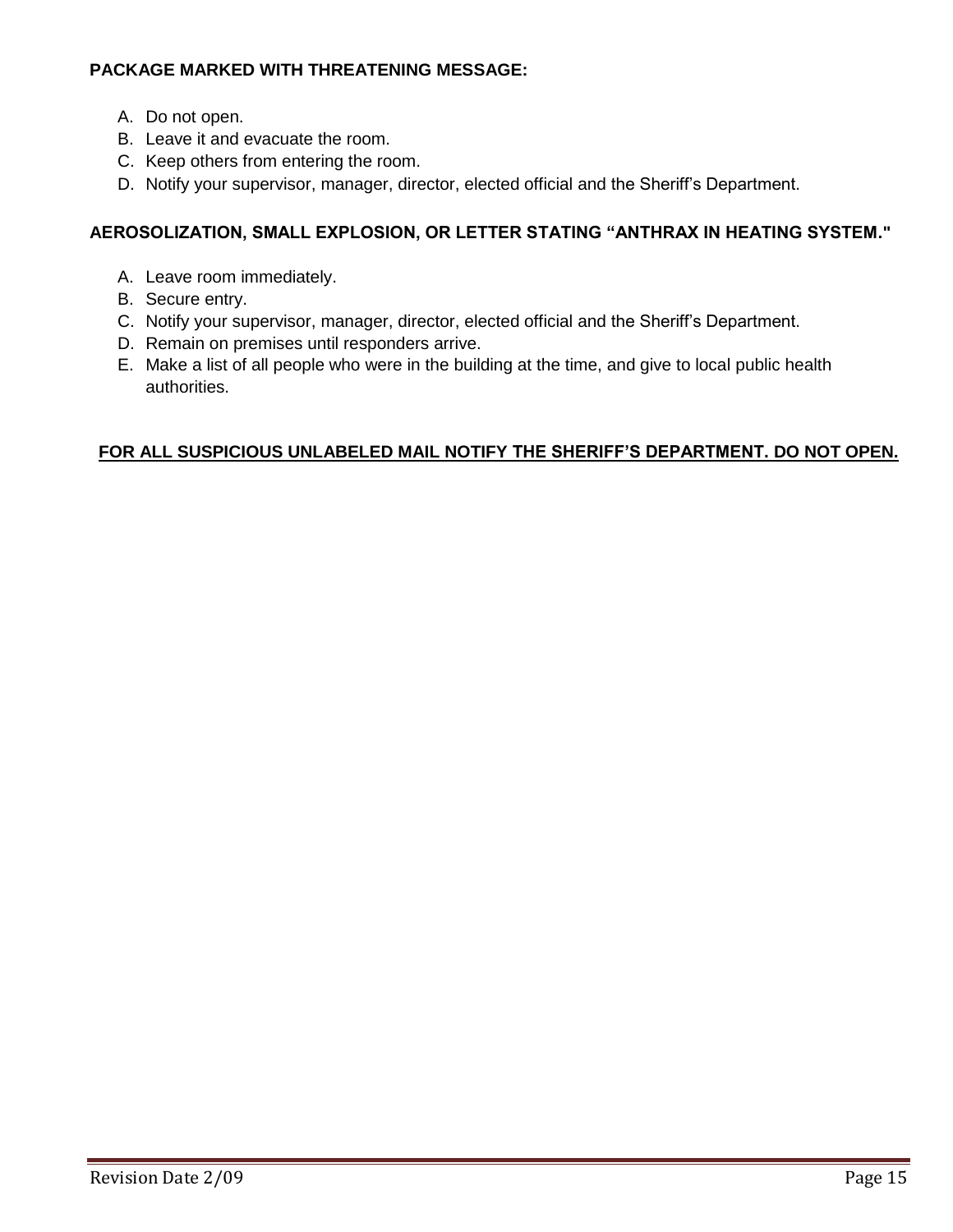**PACKAGE MARKED WITH THREATENING MESSAGE:**

A. Do not open.
B. Leave it and evacuate the room.
C. Keep others from entering the room.
D. Notify your supervisor, manager, director, elected official and the Sheriff's Department.

**AEROSOLIZATION, SMALL EXPLOSION, OR LETTER STATING "ANTHRAX IN HEATING SYSTEM."**

A. Leave room immediately.
B. Secure entry.
C. Notify your supervisor, manager, director, elected official and the Sheriff's Department.
D. Remain on premises until responders arrive.
E. Make a list of all people who were in the building at the time, and give to local public health authorities.

**<u>FOR ALL SUSPICIOUS UNLABELED MAIL NOTIFY THE SHERIFF'S DEPARTMENT. DO NOT OPEN.</u>**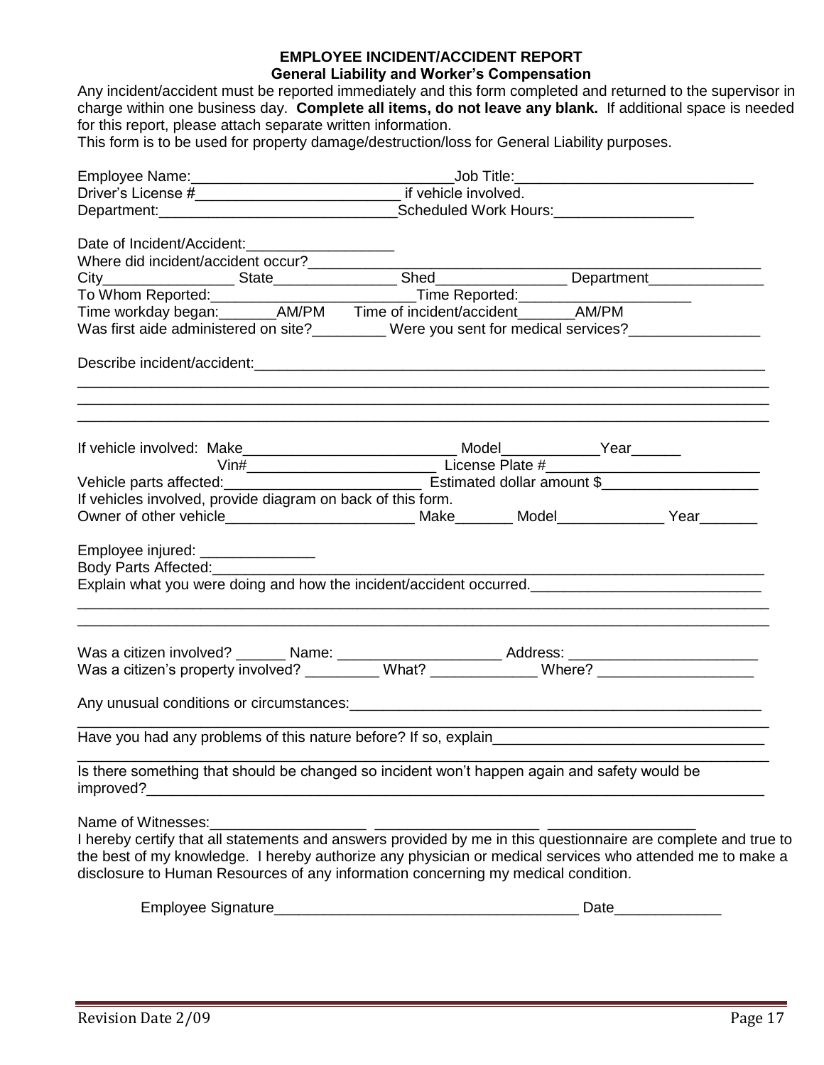# EMPLOYEE INCIDENT/ACCIDENT REPORT

## General Liability and Worker's Compensation

Any incident/accident must be reported immediately and this form completed and returned to the supervisor in charge within one business day. **Complete all items, do not leave any blank.** If additional space is needed for this report, please attach separate written information.

This form is to be used for property damage/destruction/loss for General Liability purposes.

Employee Name:_______________________________Job Title:_____________________________

Driver's License #_________________________ if vehicle involved.

Department:____________________________Scheduled Work Hours:_________________

Date of Incident/Accident:__________________

Where did incident/accident occur?_______________________________________________________

City________________ State_______________ Shed_______________ Department______________

To Whom Reported:________________________Time Reported:_____________________

Time workday began:_______AM/PM Time of incident/accident_______AM/PM

Was first aide administered on site?_________ Were you sent for medical services?________________

Describe incident/accident:_____________________________________________________________

_______________________________________________________________________________

_______________________________________________________________________________

_______________________________________________________________________________

If vehicle involved: Make__________________________ Model____________Year______

Vin#_______________________ License Plate #__________________________

Vehicle parts affected:________________________ Estimated dollar amount $___________________

If vehicles involved, provide diagram on back of this form.

Owner of other vehicle_______________________ Make_______ Model_____________ Year_______

Employee injured: ______________

Body Parts Affected:_____________________________________________________________________

Explain what you were doing and how the incident/accident occurred.____________________________

_______________________________________________________________________________

_______________________________________________________________________________

Was a citizen involved? ______ Name: ___________________ Address: _______________________

Was a citizen's property involved? _________ What? _____________ Where? ___________________

Any unusual conditions or circumstances:___________________________________________________

_______________________________________________________________________________

Have you had any problems of this nature before? If so, explain________________________________

_______________________________________________________________________________

Is there something that should be changed so incident won't happen again and safety would be improved?_______________________________________________________________________

Name of Witnesses:__________________ ___________________ _________________

I hereby certify that all statements and answers provided by me in this questionnaire are complete and true to the best of my knowledge. I hereby authorize any physician or medical services who attended me to make a disclosure to Human Resources of any information concerning my medical condition.

Employee Signature____________________________________ Date_____________

Revision Date 2/09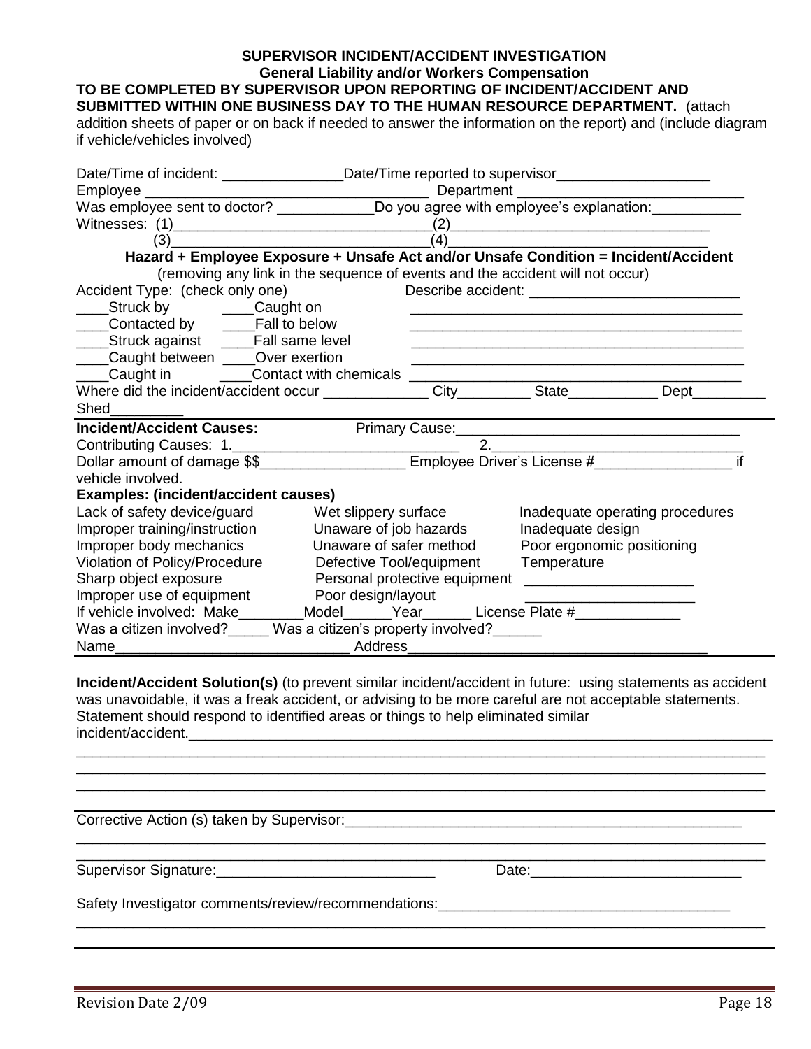**SUPERVISOR INCIDENT/ACCIDENT INVESTIGATION**

**General Liability and/or Workers Compensation**

**TO BE COMPLETED BY SUPERVISOR UPON REPORTING OF INCIDENT/ACCIDENT AND SUBMITTED WITHIN ONE BUSINESS DAY TO THE HUMAN RESOURCE DEPARTMENT.** (attach addition sheets of paper or on back if needed to answer the information on the report) and (include diagram if vehicle/vehicles involved)

Date/Time of incident: _______________Date/Time reported to supervisor___________________

Employee ___________________________________ Department ____________________________

Was employee sent to doctor? ____________Do you agree with employee's explanation:___________

Witnesses: (1)________________________________(2)________________________________

(3)________________________________(4)________________________________

**Hazard + Employee Exposure + Unsafe Act and/or Unsafe Condition = Incident/Accident**

(removing any link in the sequence of events and the accident will not occur)

Accident Type: (check only one)

____Struck by ____Caught on

____Contacted by ____Fall to below

____Struck against ____Fall same level

____Caught between ____Over exertion

____Caught in ____Contact with chemicals

Describe accident: __________________________

___________________________________________

___________________________________________

___________________________________________

___________________________________________

___________________________________________

Where did the incident/accident occur _____________ City_________ State___________ Dept_________ Shed_________

**Incident/Accident Causes:** Primary Cause:___________________________________

Contributing Causes: 1.____________________________ 2.________________________________

Dollar amount of damage $$_________________ Employee Driver's License #_________________ if vehicle involved.

**Examples: (incident/accident causes)**

| | | |
|---|---|---|
| Lack of safety device/guard | Wet slippery surface | Inadequate operating procedures |
| Improper training/instruction | Unaware of job hazards | Inadequate design |
| Improper body mechanics | Unaware of safer method | Poor ergonomic positioning |
| Violation of Policy/Procedure | Defective Tool/equipment | Temperature |
| Sharp object exposure | Personal protective equipment | _____________________ |
| Improper use of equipment | Poor design/layout | _____________________ |

If vehicle involved: Make________Model______Year______ License Plate #_____________

Was a citizen involved?_____ Was a citizen's property involved?______

Name____________________________ Address____________________________________

**Incident/Accident Solution(s)** (to prevent similar incident/accident in future: using statements as accident was unavoidable, it was a freak accident, or advising to be more careful are not acceptable statements. Statement should respond to identified areas or things to help eliminated similar incident/accident.___________________________________________________________________

_______________________________________________________________________________________

_______________________________________________________________________________________

_______________________________________________________________________________________

Corrective Action (s) taken by Supervisor:___________________________________________________

_______________________________________________________________________________________

_______________________________________________________________________________________

Supervisor Signature:__________________________ Date:__________________________

Safety Investigator comments/review/recommendations:____________________________________

_______________________________________________________________________________________

Revision Date 2/09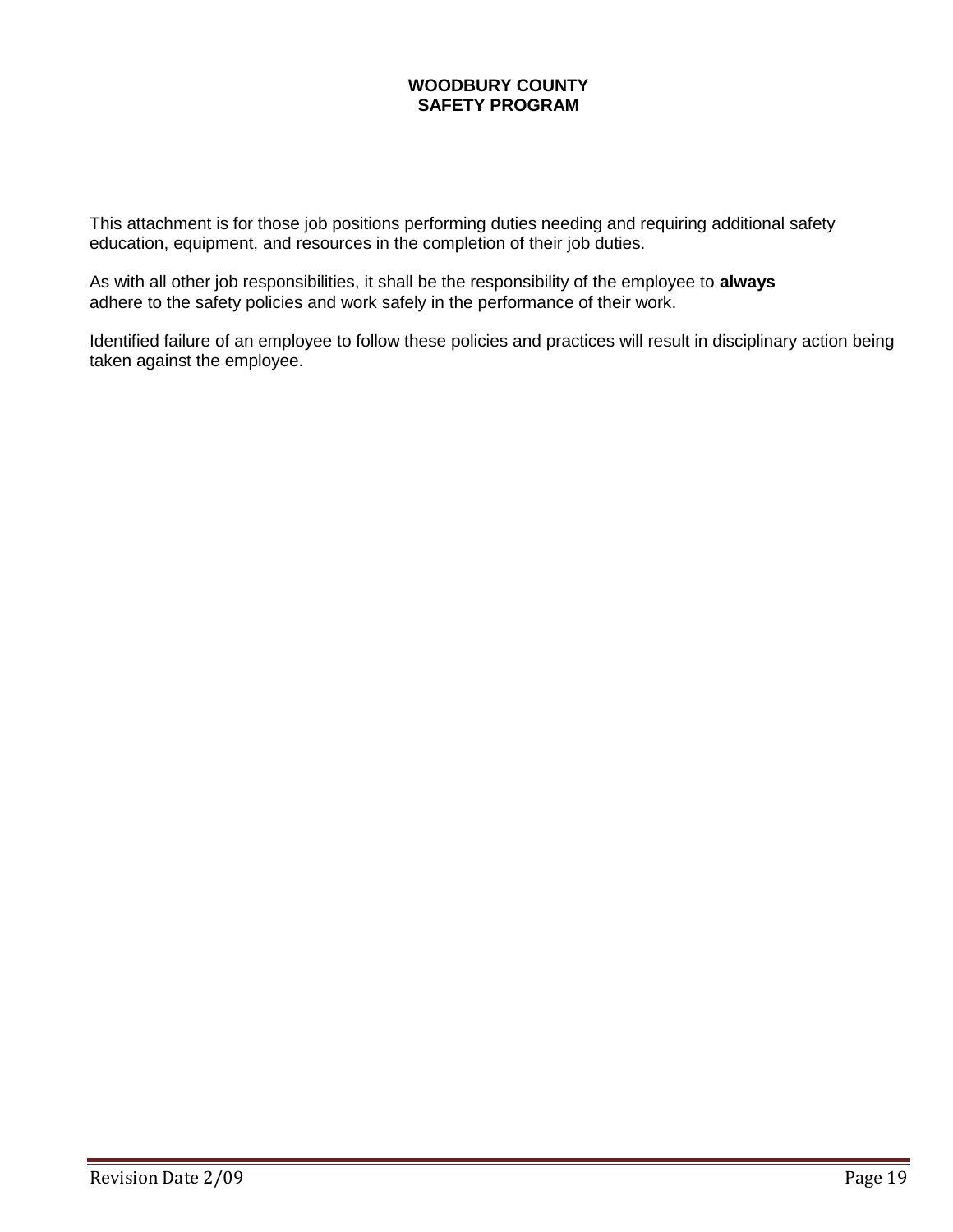**WOODBURY COUNTY**
**SAFETY PROGRAM**

This attachment is for those job positions performing duties needing and requiring additional safety education, equipment, and resources in the completion of their job duties.

As with all other job responsibilities, it shall be the responsibility of the employee to **always** adhere to the safety policies and work safely in the performance of their work.

Identified failure of an employee to follow these policies and practices will result in disciplinary action being taken against the employee.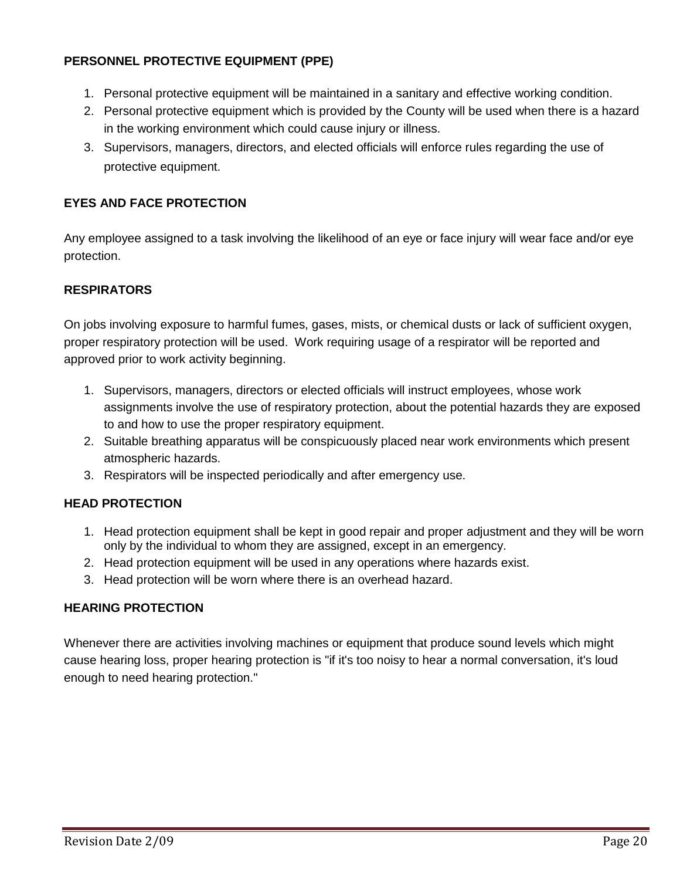**PERSONNEL PROTECTIVE EQUIPMENT (PPE)**

1. Personal protective equipment will be maintained in a sanitary and effective working condition.
2. Personal protective equipment which is provided by the County will be used when there is a hazard in the working environment which could cause injury or illness.
3. Supervisors, managers, directors, and elected officials will enforce rules regarding the use of protective equipment.

**EYES AND FACE PROTECTION**

Any employee assigned to a task involving the likelihood of an eye or face injury will wear face and/or eye protection.

**RESPIRATORS**

On jobs involving exposure to harmful fumes, gases, mists, or chemical dusts or lack of sufficient oxygen, proper respiratory protection will be used. Work requiring usage of a respirator will be reported and approved prior to work activity beginning.

1. Supervisors, managers, directors or elected officials will instruct employees, whose work assignments involve the use of respiratory protection, about the potential hazards they are exposed to and how to use the proper respiratory equipment.
2. Suitable breathing apparatus will be conspicuously placed near work environments which present atmospheric hazards.
3. Respirators will be inspected periodically and after emergency use.

**HEAD PROTECTION**

1. Head protection equipment shall be kept in good repair and proper adjustment and they will be worn only by the individual to whom they are assigned, except in an emergency.
2. Head protection equipment will be used in any operations where hazards exist.
3. Head protection will be worn where there is an overhead hazard.

**HEARING PROTECTION**

Whenever there are activities involving machines or equipment that produce sound levels which might cause hearing loss, proper hearing protection is "if it's too noisy to hear a normal conversation, it's loud enough to need hearing protection."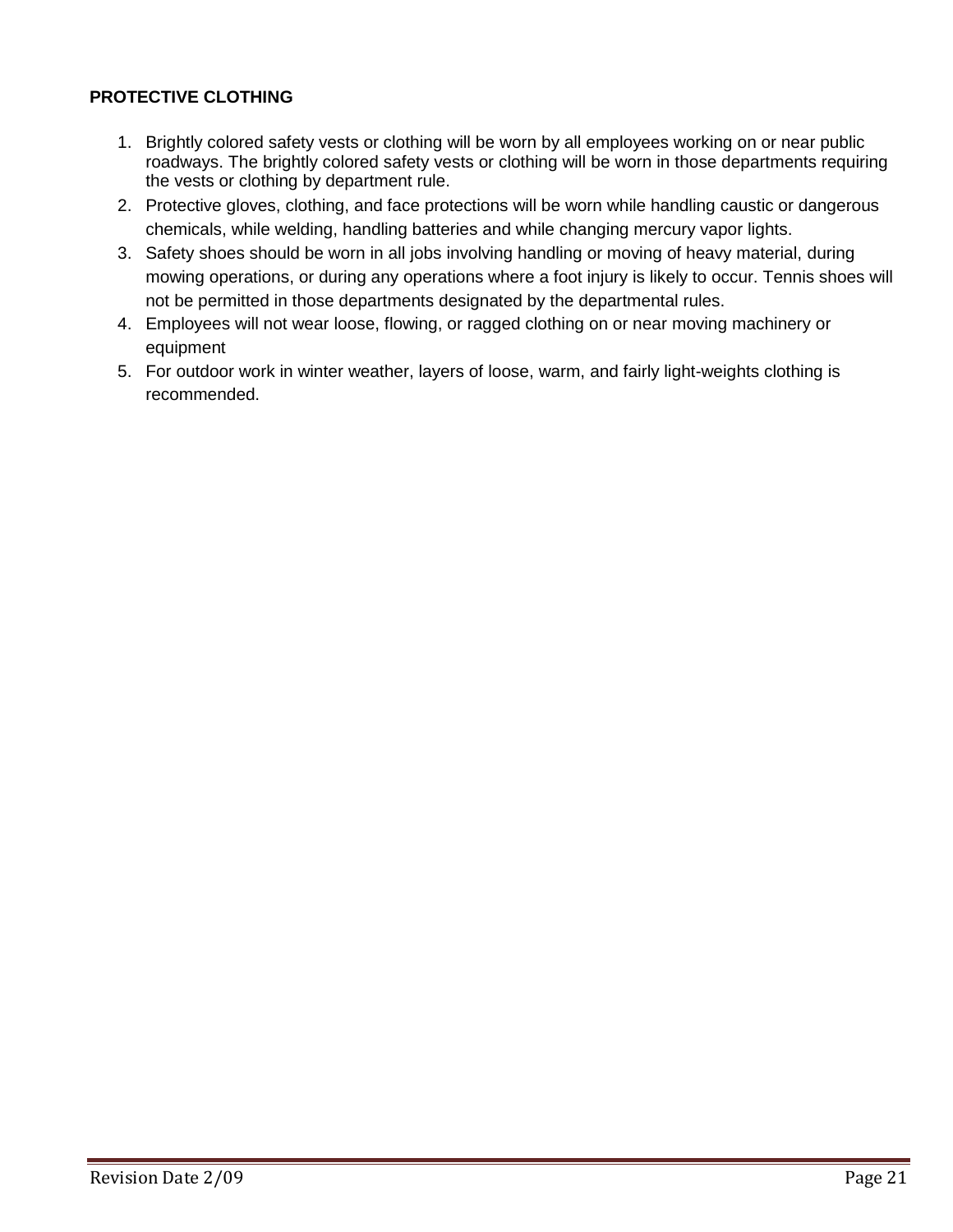**PROTECTIVE CLOTHING**

1. Brightly colored safety vests or clothing will be worn by all employees working on or near public roadways. The brightly colored safety vests or clothing will be worn in those departments requiring the vests or clothing by department rule.
2. Protective gloves, clothing, and face protections will be worn while handling caustic or dangerous chemicals, while welding, handling batteries and while changing mercury vapor lights.
3. Safety shoes should be worn in all jobs involving handling or moving of heavy material, during mowing operations, or during any operations where a foot injury is likely to occur. Tennis shoes will not be permitted in those departments designated by the departmental rules.
4. Employees will not wear loose, flowing, or ragged clothing on or near moving machinery or equipment
5. For outdoor work in winter weather, layers of loose, warm, and fairly light-weights clothing is recommended.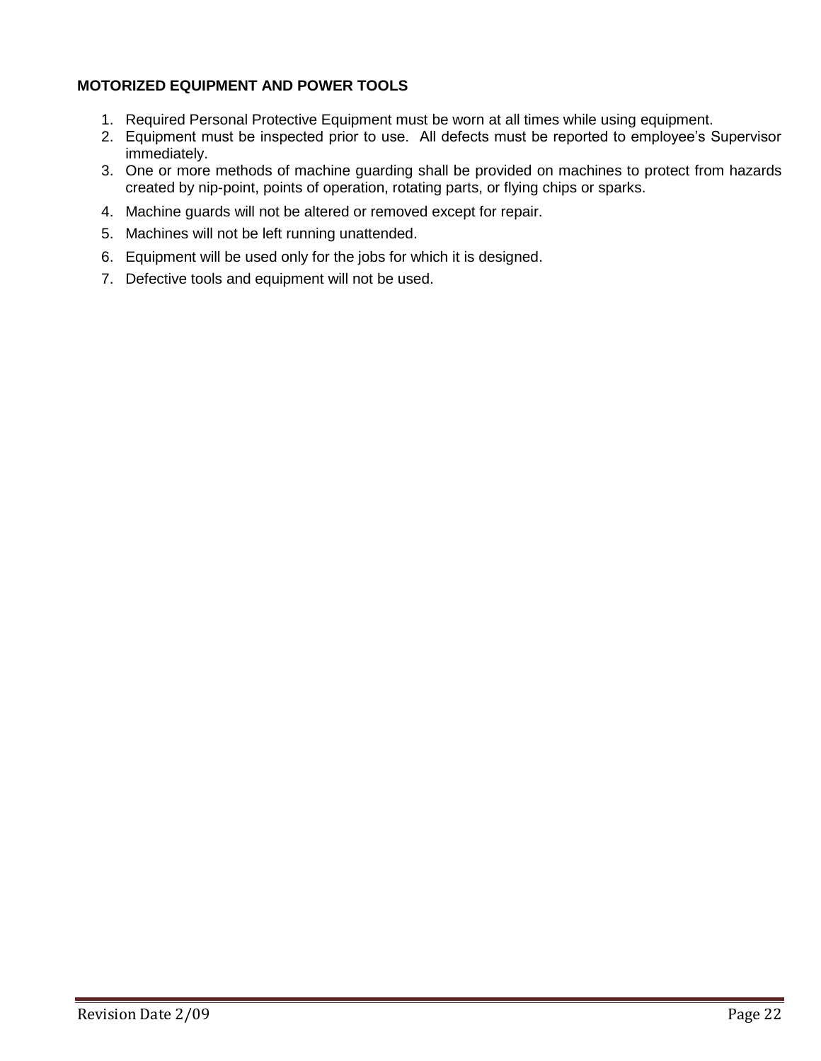## MOTORIZED EQUIPMENT AND POWER TOOLS

1. Required Personal Protective Equipment must be worn at all times while using equipment.
2. Equipment must be inspected prior to use. All defects must be reported to employee's Supervisor immediately.
3. One or more methods of machine guarding shall be provided on machines to protect from hazards created by nip-point, points of operation, rotating parts, or flying chips or sparks.
4. Machine guards will not be altered or removed except for repair.
5. Machines will not be left running unattended.
6. Equipment will be used only for the jobs for which it is designed.
7. Defective tools and equipment will not be used.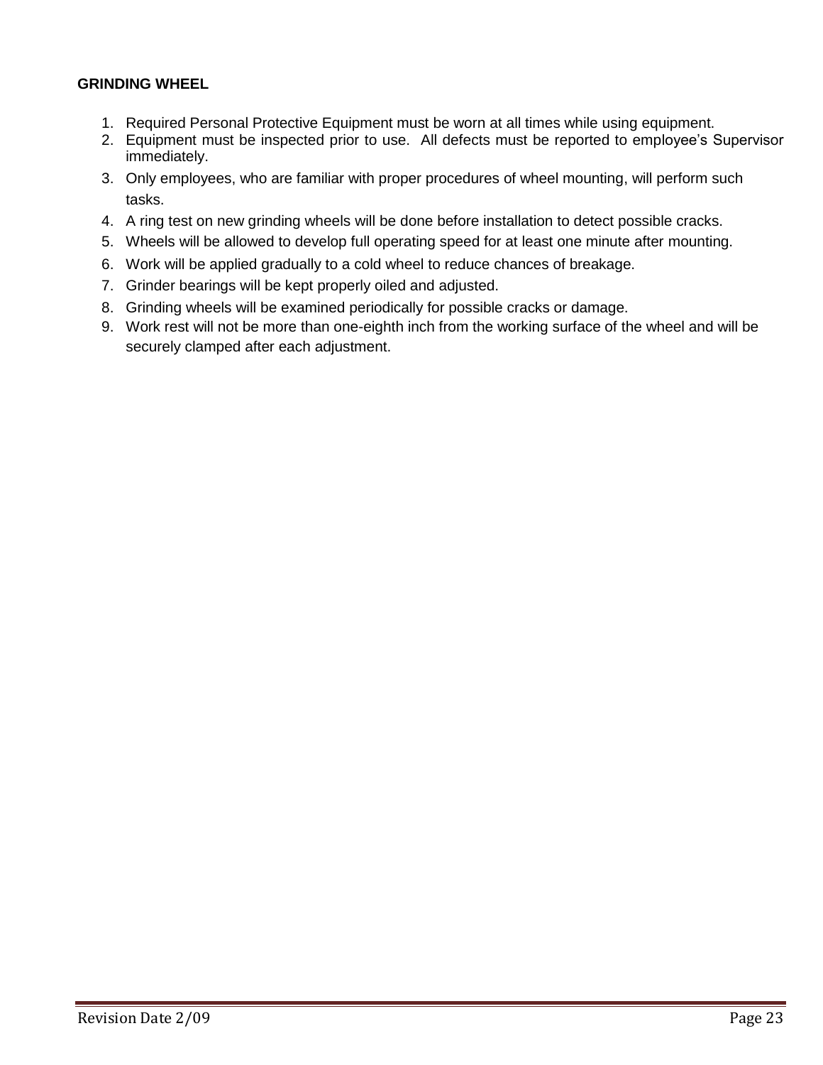**GRINDING WHEEL**

1. Required Personal Protective Equipment must be worn at all times while using equipment.
2. Equipment must be inspected prior to use. All defects must be reported to employee's Supervisor immediately.
3. Only employees, who are familiar with proper procedures of wheel mounting, will perform such tasks.
4. A ring test on new grinding wheels will be done before installation to detect possible cracks.
5. Wheels will be allowed to develop full operating speed for at least one minute after mounting.
6. Work will be applied gradually to a cold wheel to reduce chances of breakage.
7. Grinder bearings will be kept properly oiled and adjusted.
8. Grinding wheels will be examined periodically for possible cracks or damage.
9. Work rest will not be more than one-eighth inch from the working surface of the wheel and will be securely clamped after each adjustment.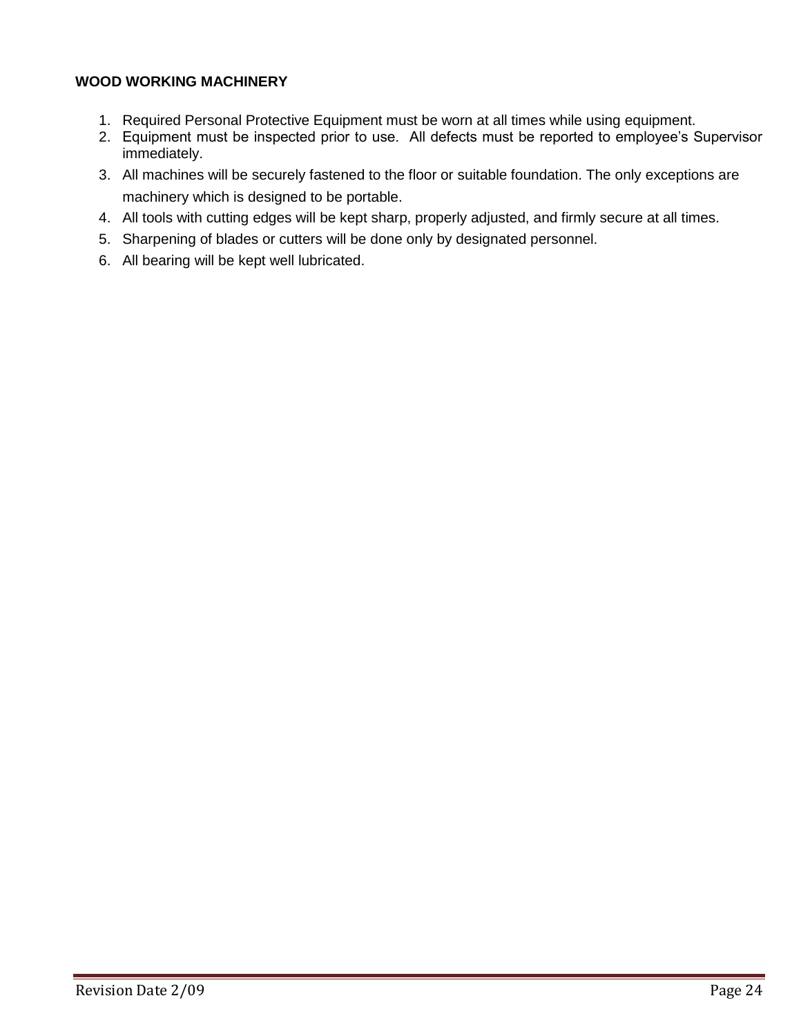**WOOD WORKING MACHINERY**

1. Required Personal Protective Equipment must be worn at all times while using equipment.
2. Equipment must be inspected prior to use. All defects must be reported to employee's Supervisor immediately.
3. All machines will be securely fastened to the floor or suitable foundation. The only exceptions are machinery which is designed to be portable.
4. All tools with cutting edges will be kept sharp, properly adjusted, and firmly secure at all times.
5. Sharpening of blades or cutters will be done only by designated personnel.
6. All bearing will be kept well lubricated.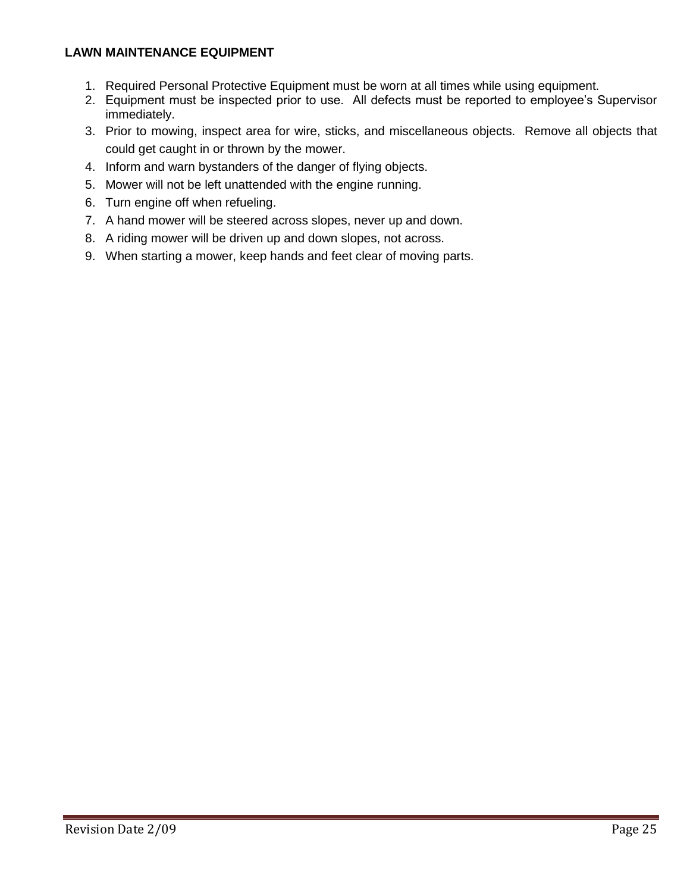## LAWN MAINTENANCE EQUIPMENT

1. Required Personal Protective Equipment must be worn at all times while using equipment.
2. Equipment must be inspected prior to use. All defects must be reported to employee's Supervisor immediately.
3. Prior to mowing, inspect area for wire, sticks, and miscellaneous objects. Remove all objects that could get caught in or thrown by the mower.
4. Inform and warn bystanders of the danger of flying objects.
5. Mower will not be left unattended with the engine running.
6. Turn engine off when refueling.
7. A hand mower will be steered across slopes, never up and down.
8. A riding mower will be driven up and down slopes, not across.
9. When starting a mower, keep hands and feet clear of moving parts.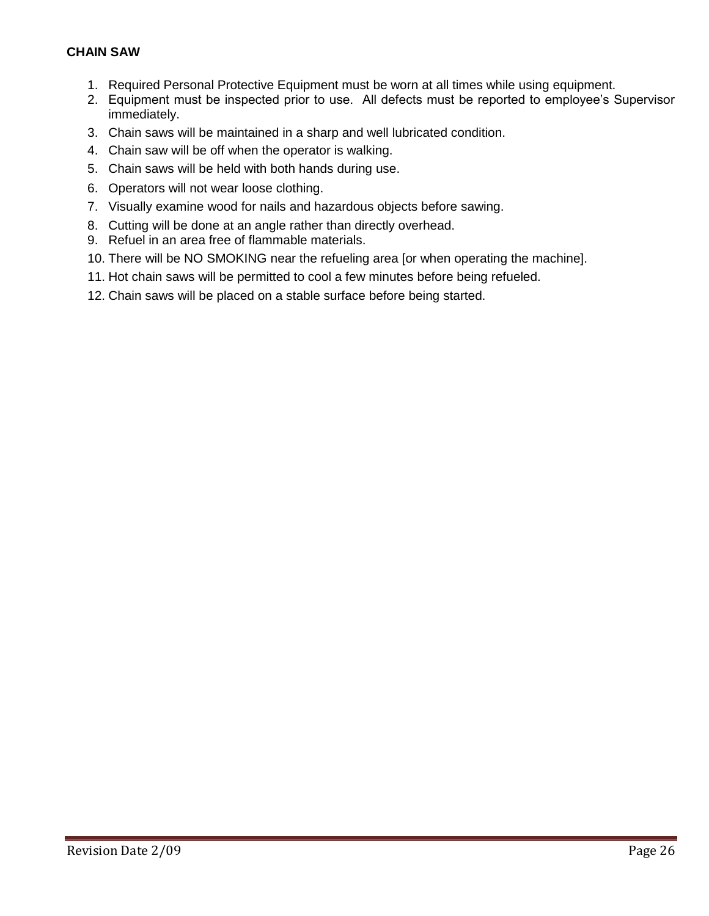**CHAIN SAW**

1. Required Personal Protective Equipment must be worn at all times while using equipment.
2. Equipment must be inspected prior to use. All defects must be reported to employee's Supervisor immediately.
3. Chain saws will be maintained in a sharp and well lubricated condition.
4. Chain saw will be off when the operator is walking.
5. Chain saws will be held with both hands during use.
6. Operators will not wear loose clothing.
7. Visually examine wood for nails and hazardous objects before sawing.
8. Cutting will be done at an angle rather than directly overhead.
9. Refuel in an area free of flammable materials.
10. There will be NO SMOKING near the refueling area [or when operating the machine].
11. Hot chain saws will be permitted to cool a few minutes before being refueled.
12. Chain saws will be placed on a stable surface before being started.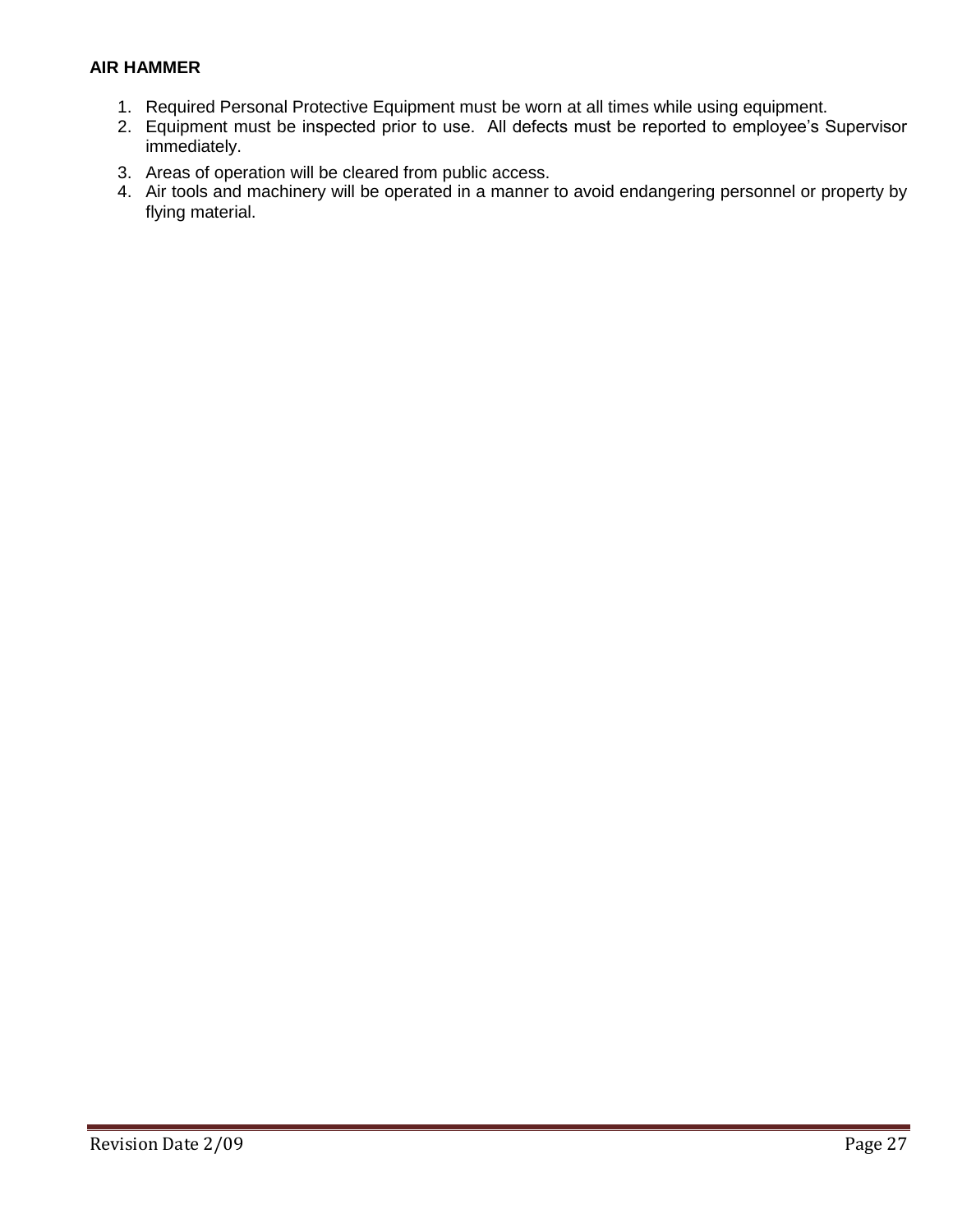**AIR HAMMER**

1. Required Personal Protective Equipment must be worn at all times while using equipment.
2. Equipment must be inspected prior to use. All defects must be reported to employee's Supervisor immediately.
3. Areas of operation will be cleared from public access.
4. Air tools and machinery will be operated in a manner to avoid endangering personnel or property by flying material.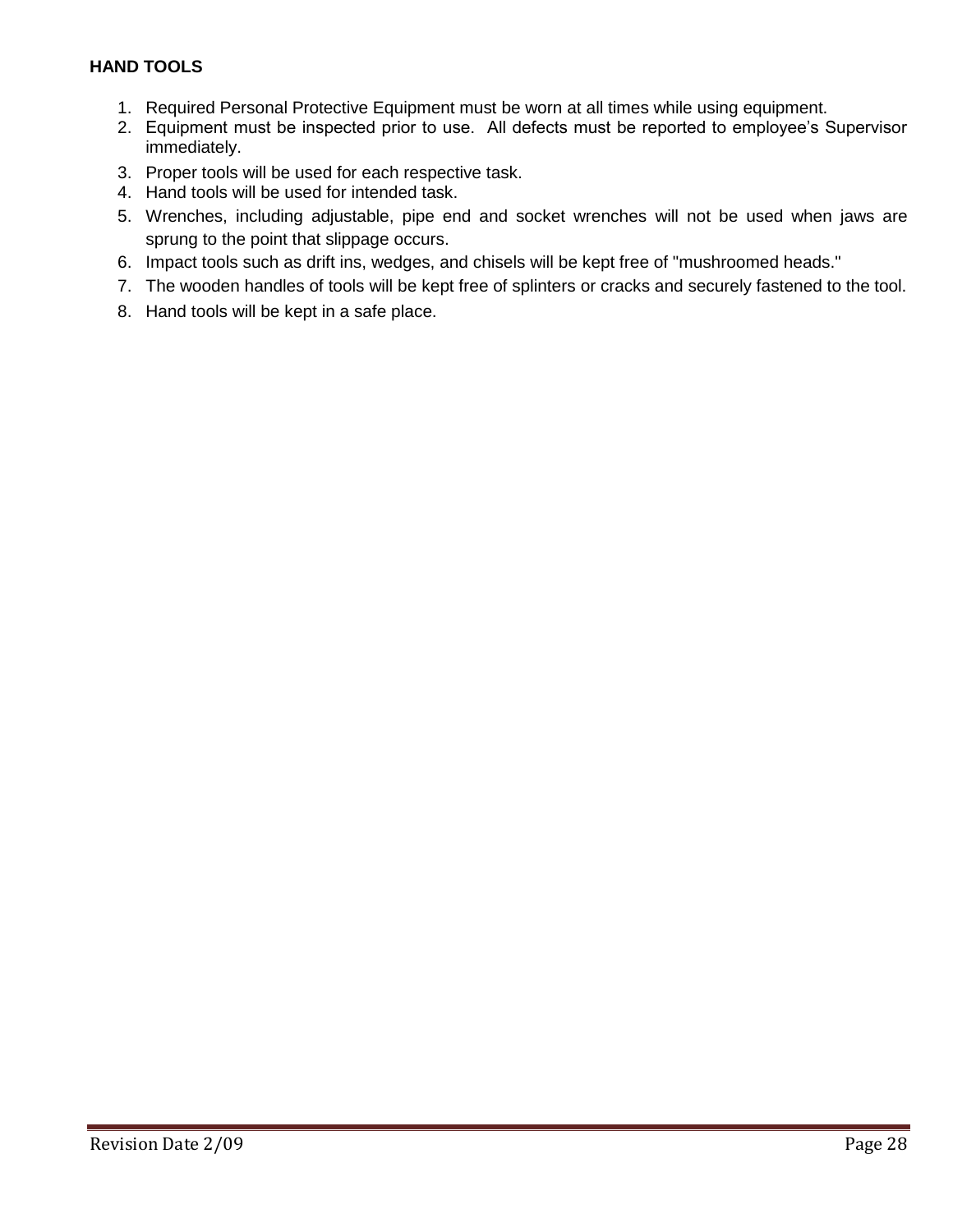## HAND TOOLS

1. Required Personal Protective Equipment must be worn at all times while using equipment.
2. Equipment must be inspected prior to use. All defects must be reported to employee's Supervisor immediately.
3. Proper tools will be used for each respective task.
4. Hand tools will be used for intended task.
5. Wrenches, including adjustable, pipe end and socket wrenches will not be used when jaws are sprung to the point that slippage occurs.
6. Impact tools such as drift ins, wedges, and chisels will be kept free of "mushroomed heads."
7. The wooden handles of tools will be kept free of splinters or cracks and securely fastened to the tool.
8. Hand tools will be kept in a safe place.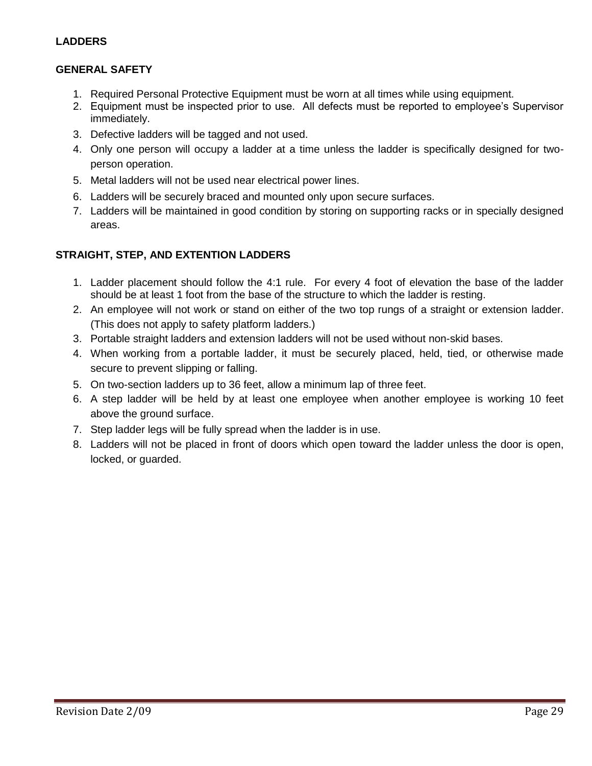## LADDERS

### GENERAL SAFETY

1. Required Personal Protective Equipment must be worn at all times while using equipment.
2. Equipment must be inspected prior to use. All defects must be reported to employee's Supervisor immediately.
3. Defective ladders will be tagged and not used.
4. Only one person will occupy a ladder at a time unless the ladder is specifically designed for two-person operation.
5. Metal ladders will not be used near electrical power lines.
6. Ladders will be securely braced and mounted only upon secure surfaces.
7. Ladders will be maintained in good condition by storing on supporting racks or in specially designed areas.

### STRAIGHT, STEP, AND EXTENTION LADDERS

1. Ladder placement should follow the 4:1 rule. For every 4 foot of elevation the base of the ladder should be at least 1 foot from the base of the structure to which the ladder is resting.
2. An employee will not work or stand on either of the two top rungs of a straight or extension ladder. (This does not apply to safety platform ladders.)
3. Portable straight ladders and extension ladders will not be used without non-skid bases.
4. When working from a portable ladder, it must be securely placed, held, tied, or otherwise made secure to prevent slipping or falling.
5. On two-section ladders up to 36 feet, allow a minimum lap of three feet.
6. A step ladder will be held by at least one employee when another employee is working 10 feet above the ground surface.
7. Step ladder legs will be fully spread when the ladder is in use.
8. Ladders will not be placed in front of doors which open toward the ladder unless the door is open, locked, or guarded.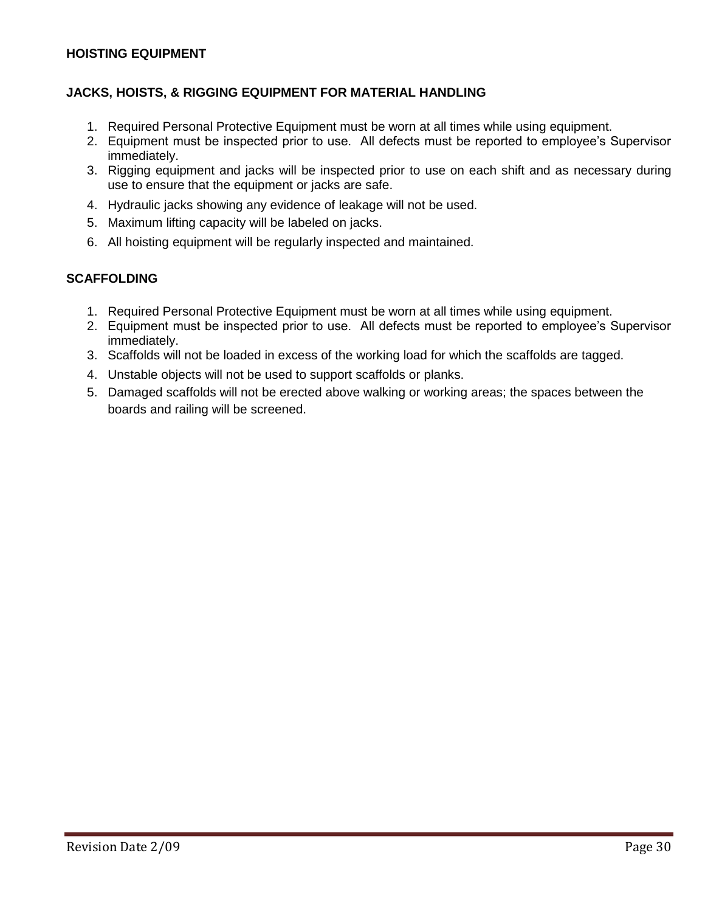## HOISTING EQUIPMENT

### JACKS, HOISTS, & RIGGING EQUIPMENT FOR MATERIAL HANDLING

1. Required Personal Protective Equipment must be worn at all times while using equipment.
2. Equipment must be inspected prior to use. All defects must be reported to employee's Supervisor immediately.
3. Rigging equipment and jacks will be inspected prior to use on each shift and as necessary during use to ensure that the equipment or jacks are safe.
4. Hydraulic jacks showing any evidence of leakage will not be used.
5. Maximum lifting capacity will be labeled on jacks.
6. All hoisting equipment will be regularly inspected and maintained.

### SCAFFOLDING

1. Required Personal Protective Equipment must be worn at all times while using equipment.
2. Equipment must be inspected prior to use. All defects must be reported to employee's Supervisor immediately.
3. Scaffolds will not be loaded in excess of the working load for which the scaffolds are tagged.
4. Unstable objects will not be used to support scaffolds or planks.
5. Damaged scaffolds will not be erected above walking or working areas; the spaces between the boards and railing will be screened.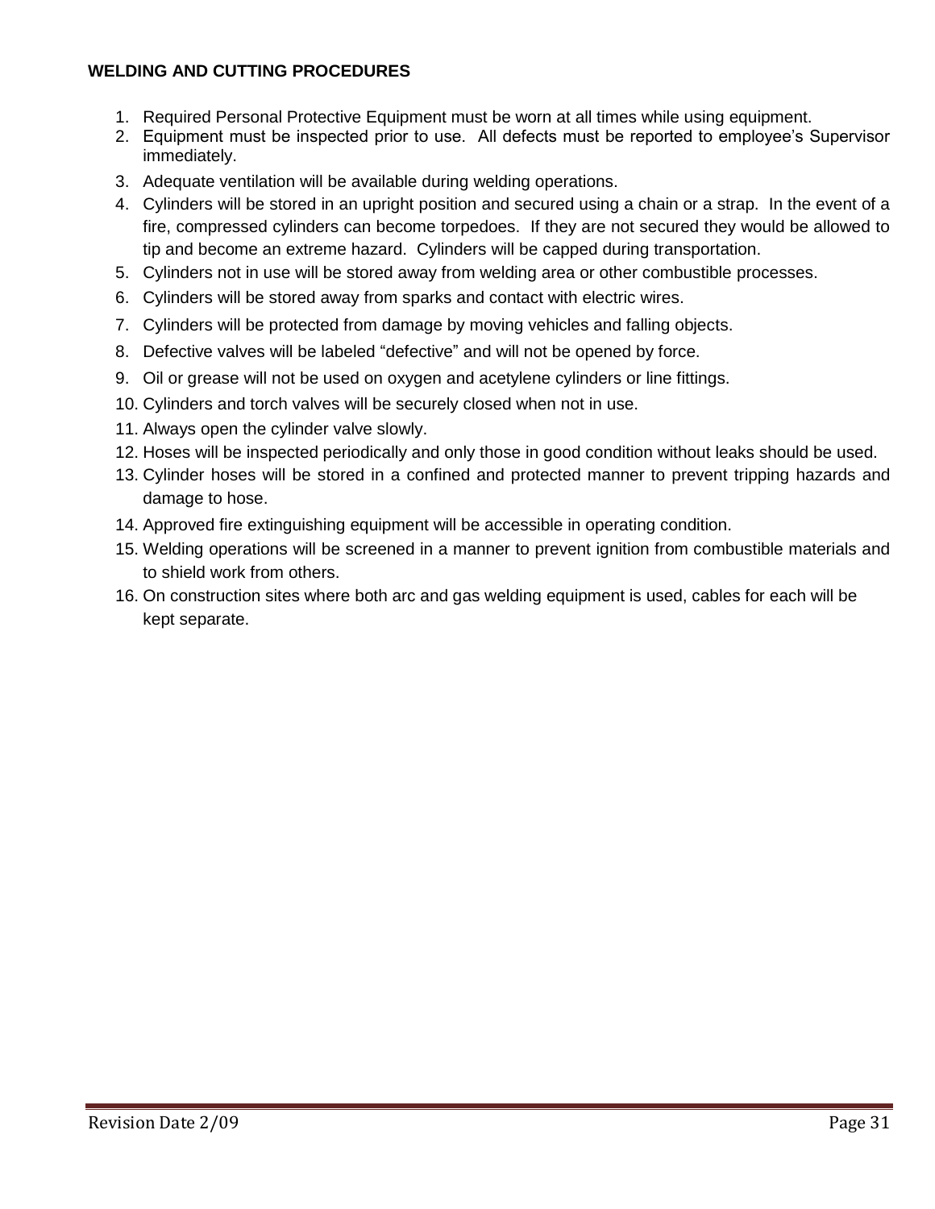**WELDING AND CUTTING PROCEDURES**

1. Required Personal Protective Equipment must be worn at all times while using equipment.
2. Equipment must be inspected prior to use. All defects must be reported to employee's Supervisor immediately.
3. Adequate ventilation will be available during welding operations.
4. Cylinders will be stored in an upright position and secured using a chain or a strap. In the event of a fire, compressed cylinders can become torpedoes. If they are not secured they would be allowed to tip and become an extreme hazard. Cylinders will be capped during transportation.
5. Cylinders not in use will be stored away from welding area or other combustible processes.
6. Cylinders will be stored away from sparks and contact with electric wires.
7. Cylinders will be protected from damage by moving vehicles and falling objects.
8. Defective valves will be labeled "defective" and will not be opened by force.
9. Oil or grease will not be used on oxygen and acetylene cylinders or line fittings.
10. Cylinders and torch valves will be securely closed when not in use.
11. Always open the cylinder valve slowly.
12. Hoses will be inspected periodically and only those in good condition without leaks should be used.
13. Cylinder hoses will be stored in a confined and protected manner to prevent tripping hazards and damage to hose.
14. Approved fire extinguishing equipment will be accessible in operating condition.
15. Welding operations will be screened in a manner to prevent ignition from combustible materials and to shield work from others.
16. On construction sites where both arc and gas welding equipment is used, cables for each will be kept separate.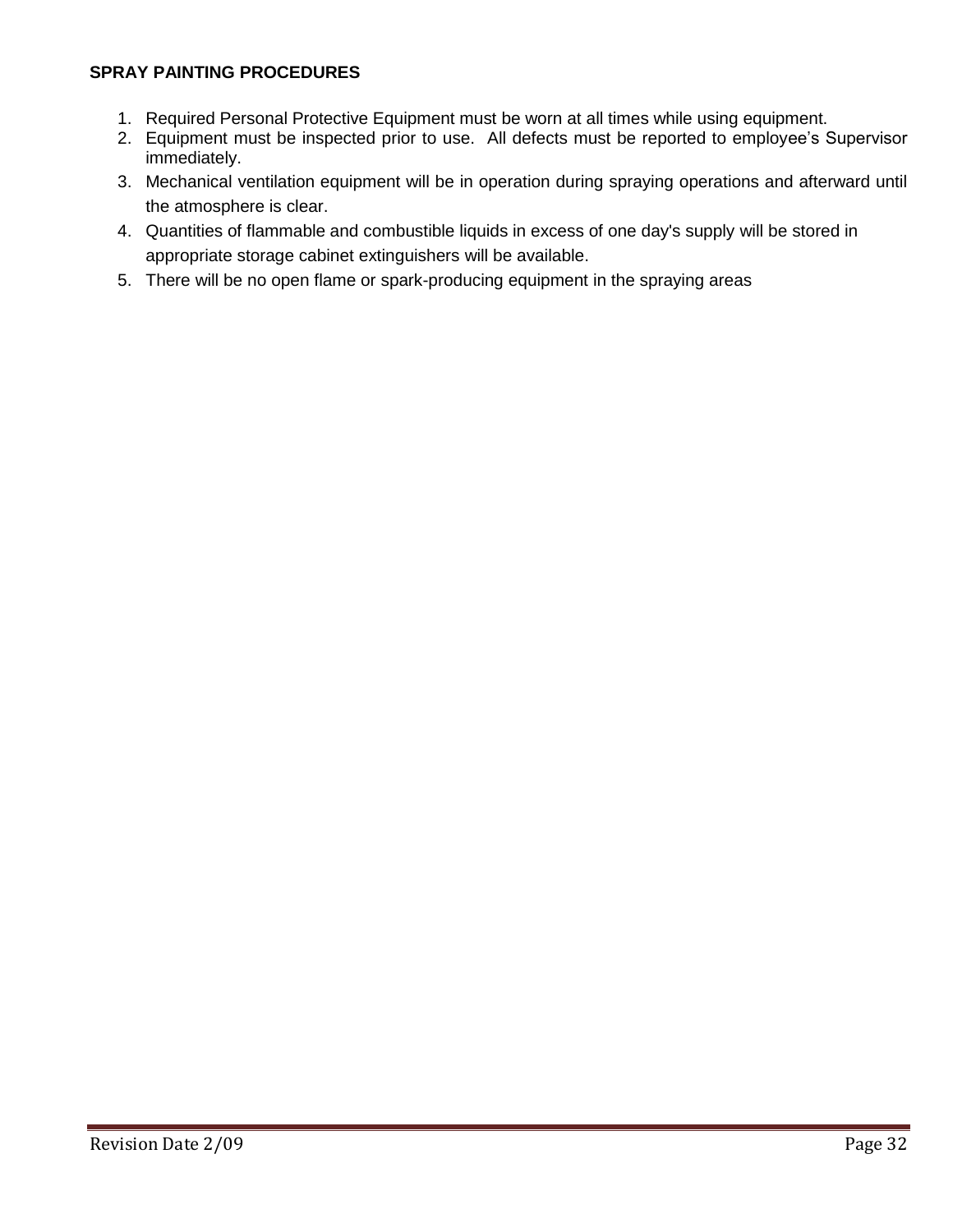**SPRAY PAINTING PROCEDURES**

1. Required Personal Protective Equipment must be worn at all times while using equipment.
2. Equipment must be inspected prior to use. All defects must be reported to employee's Supervisor immediately.
3. Mechanical ventilation equipment will be in operation during spraying operations and afterward until the atmosphere is clear.
4. Quantities of flammable and combustible liquids in excess of one day's supply will be stored in appropriate storage cabinet extinguishers will be available.
5. There will be no open flame or spark-producing equipment in the spraying areas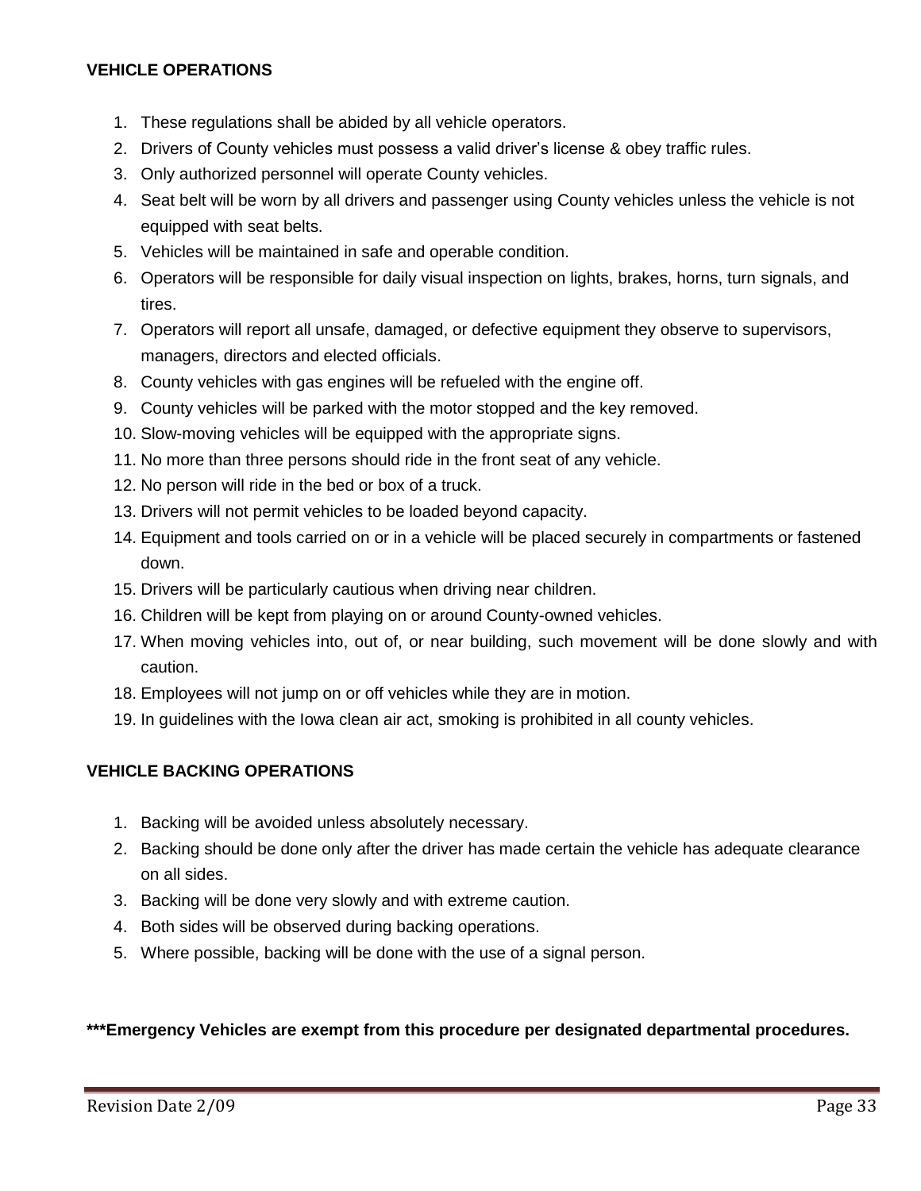**VEHICLE OPERATIONS**

1. These regulations shall be abided by all vehicle operators.
2. Drivers of County vehicles must possess a valid driver's license & obey traffic rules.
3. Only authorized personnel will operate County vehicles.
4. Seat belt will be worn by all drivers and passenger using County vehicles unless the vehicle is not equipped with seat belts.
5. Vehicles will be maintained in safe and operable condition.
6. Operators will be responsible for daily visual inspection on lights, brakes, horns, turn signals, and tires.
7. Operators will report all unsafe, damaged, or defective equipment they observe to supervisors, managers, directors and elected officials.
8. County vehicles with gas engines will be refueled with the engine off.
9. County vehicles will be parked with the motor stopped and the key removed.
10. Slow-moving vehicles will be equipped with the appropriate signs.
11. No more than three persons should ride in the front seat of any vehicle.
12. No person will ride in the bed or box of a truck.
13. Drivers will not permit vehicles to be loaded beyond capacity.
14. Equipment and tools carried on or in a vehicle will be placed securely in compartments or fastened down.
15. Drivers will be particularly cautious when driving near children.
16. Children will be kept from playing on or around County-owned vehicles.
17. When moving vehicles into, out of, or near building, such movement will be done slowly and with caution.
18. Employees will not jump on or off vehicles while they are in motion.
19. In guidelines with the Iowa clean air act, smoking is prohibited in all county vehicles.

**VEHICLE BACKING OPERATIONS**

1. Backing will be avoided unless absolutely necessary.
2. Backing should be done only after the driver has made certain the vehicle has adequate clearance on all sides.
3. Backing will be done very slowly and with extreme caution.
4. Both sides will be observed during backing operations.
5. Where possible, backing will be done with the use of a signal person.

**\*\*\*Emergency Vehicles are exempt from this procedure per designated departmental procedures.**

Revision Date 2/09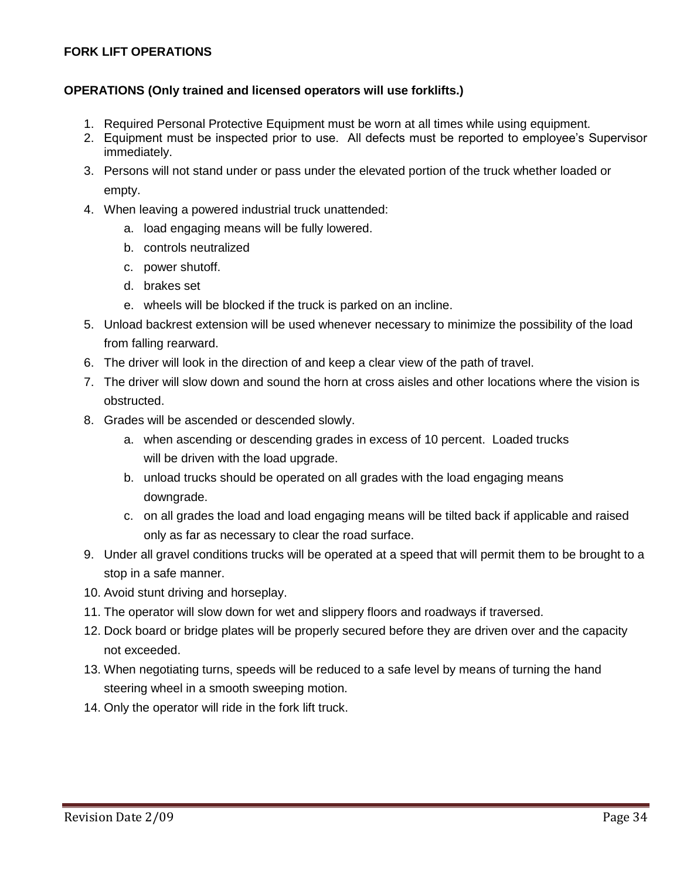**FORK LIFT OPERATIONS**

**OPERATIONS (Only trained and licensed operators will use forklifts.)**

1. Required Personal Protective Equipment must be worn at all times while using equipment.
2. Equipment must be inspected prior to use. All defects must be reported to employee's Supervisor immediately.
3. Persons will not stand under or pass under the elevated portion of the truck whether loaded or empty.
4. When leaving a powered industrial truck unattended:
   a. load engaging means will be fully lowered.
   b. controls neutralized
   c. power shutoff.
   d. brakes set
   e. wheels will be blocked if the truck is parked on an incline.
5. Unload backrest extension will be used whenever necessary to minimize the possibility of the load from falling rearward.
6. The driver will look in the direction of and keep a clear view of the path of travel.
7. The driver will slow down and sound the horn at cross aisles and other locations where the vision is obstructed.
8. Grades will be ascended or descended slowly.
   a. when ascending or descending grades in excess of 10 percent. Loaded trucks will be driven with the load upgrade.
   b. unload trucks should be operated on all grades with the load engaging means downgrade.
   c. on all grades the load and load engaging means will be tilted back if applicable and raised only as far as necessary to clear the road surface.
9. Under all gravel conditions trucks will be operated at a speed that will permit them to be brought to a stop in a safe manner.
10. Avoid stunt driving and horseplay.
11. The operator will slow down for wet and slippery floors and roadways if traversed.
12. Dock board or bridge plates will be properly secured before they are driven over and the capacity not exceeded.
13. When negotiating turns, speeds will be reduced to a safe level by means of turning the hand steering wheel in a smooth sweeping motion.
14. Only the operator will ride in the fork lift truck.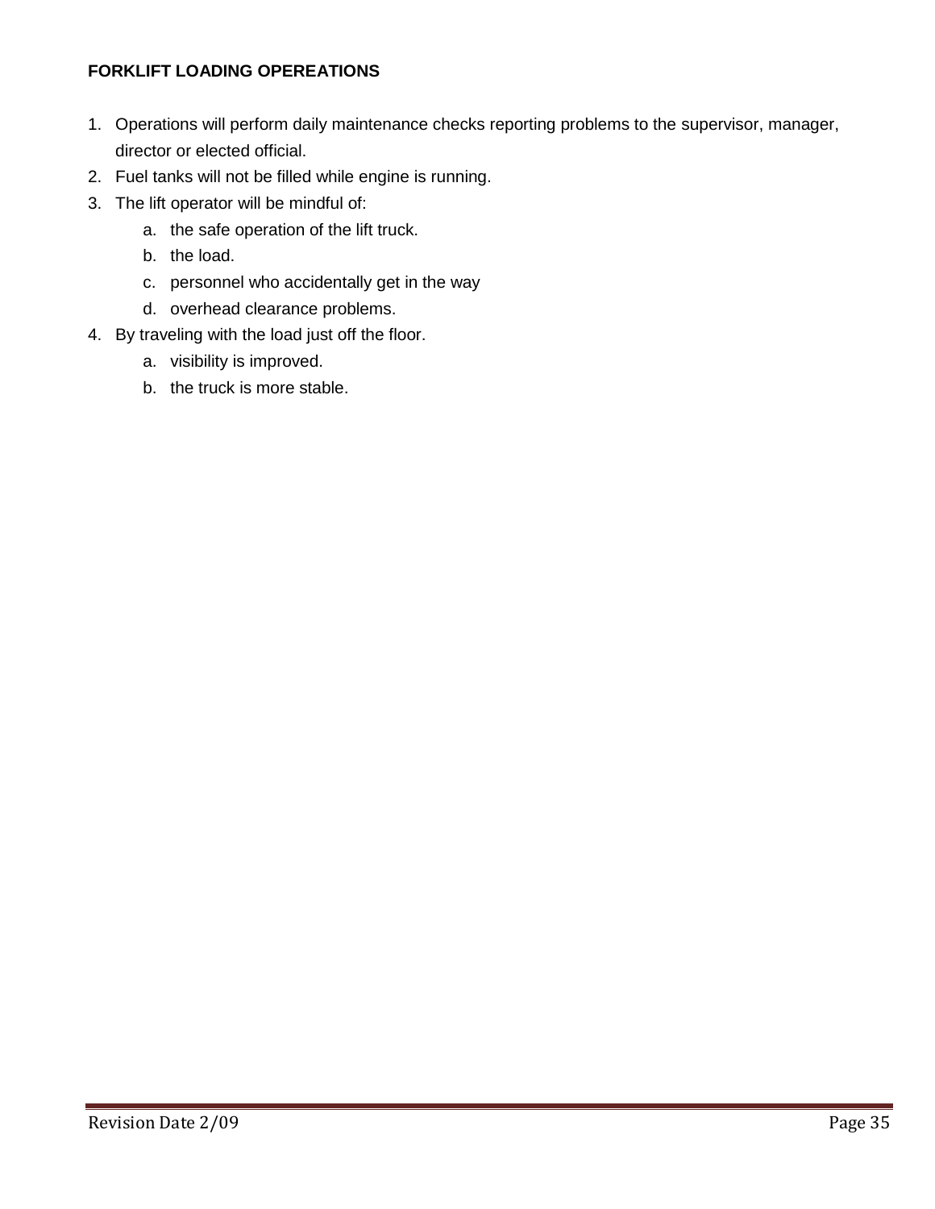**FORKLIFT LOADING OPEREATIONS**

1. Operations will perform daily maintenance checks reporting problems to the supervisor, manager, director or elected official.
2. Fuel tanks will not be filled while engine is running.
3. The lift operator will be mindful of:
   a. the safe operation of the lift truck.
   b. the load.
   c. personnel who accidentally get in the way
   d. overhead clearance problems.
4. By traveling with the load just off the floor.
   a. visibility is improved.
   b. the truck is more stable.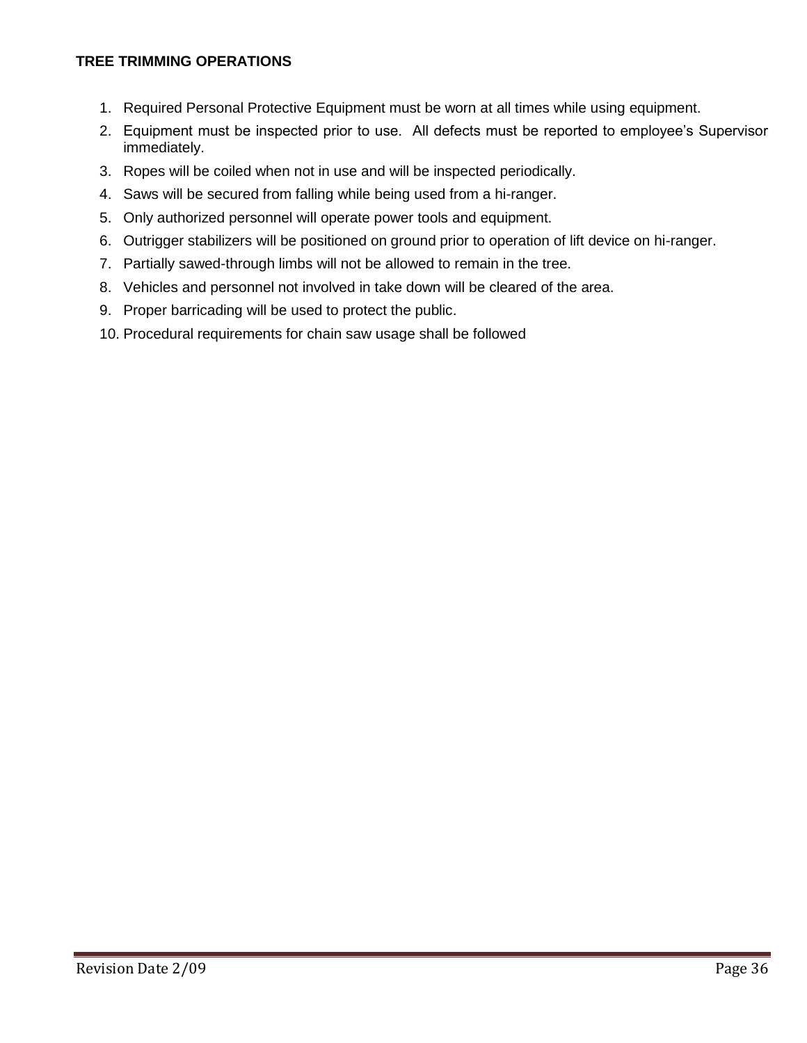**TREE TRIMMING OPERATIONS**

1. Required Personal Protective Equipment must be worn at all times while using equipment.
2. Equipment must be inspected prior to use. All defects must be reported to employee's Supervisor immediately.
3. Ropes will be coiled when not in use and will be inspected periodically.
4. Saws will be secured from falling while being used from a hi-ranger.
5. Only authorized personnel will operate power tools and equipment.
6. Outrigger stabilizers will be positioned on ground prior to operation of lift device on hi-ranger.
7. Partially sawed-through limbs will not be allowed to remain in the tree.
8. Vehicles and personnel not involved in take down will be cleared of the area.
9. Proper barricading will be used to protect the public.
10. Procedural requirements for chain saw usage shall be followed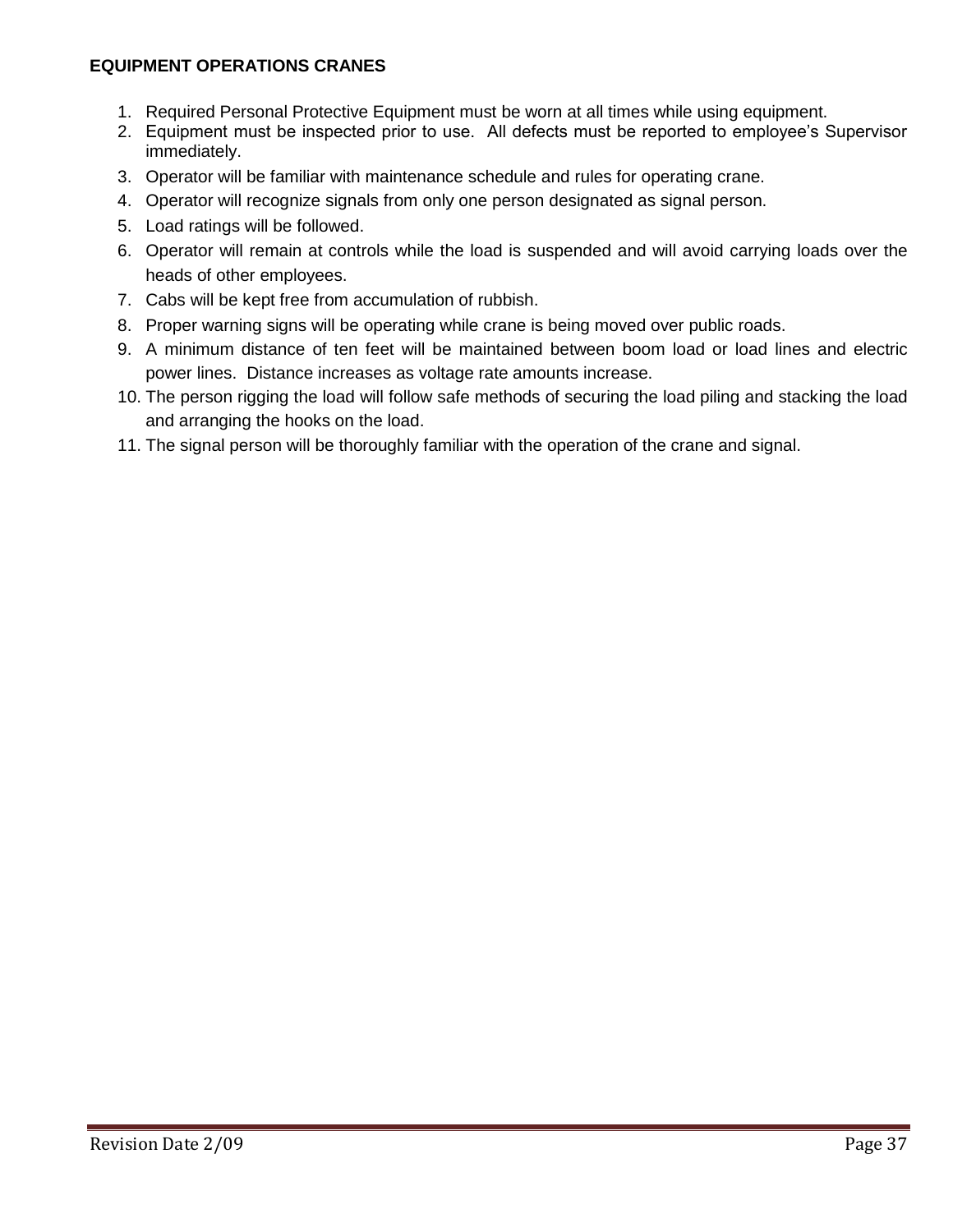**EQUIPMENT OPERATIONS CRANES**

1. Required Personal Protective Equipment must be worn at all times while using equipment.
2. Equipment must be inspected prior to use. All defects must be reported to employee's Supervisor immediately.
3. Operator will be familiar with maintenance schedule and rules for operating crane.
4. Operator will recognize signals from only one person designated as signal person.
5. Load ratings will be followed.
6. Operator will remain at controls while the load is suspended and will avoid carrying loads over the heads of other employees.
7. Cabs will be kept free from accumulation of rubbish.
8. Proper warning signs will be operating while crane is being moved over public roads.
9. A minimum distance of ten feet will be maintained between boom load or load lines and electric power lines. Distance increases as voltage rate amounts increase.
10. The person rigging the load will follow safe methods of securing the load piling and stacking the load and arranging the hooks on the load.
11. The signal person will be thoroughly familiar with the operation of the crane and signal.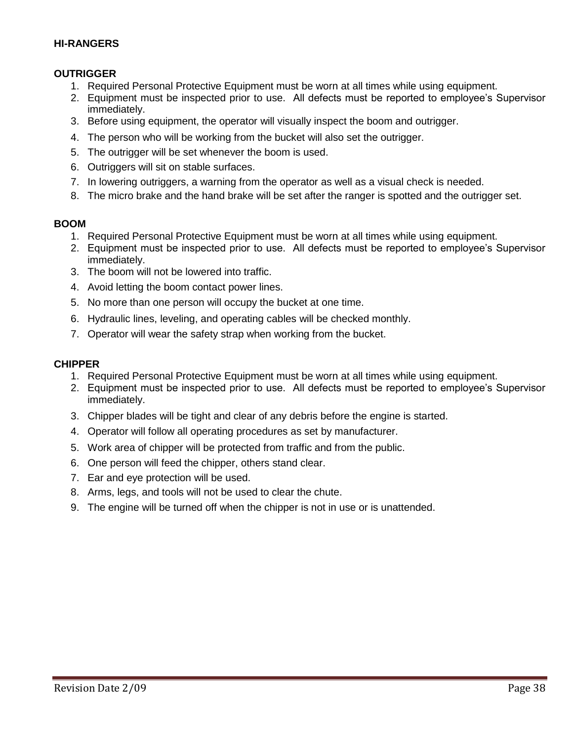**HI-RANGERS**

**OUTRIGGER**

1. Required Personal Protective Equipment must be worn at all times while using equipment.
2. Equipment must be inspected prior to use. All defects must be reported to employee's Supervisor immediately.
3. Before using equipment, the operator will visually inspect the boom and outrigger.
4. The person who will be working from the bucket will also set the outrigger.
5. The outrigger will be set whenever the boom is used.
6. Outriggers will sit on stable surfaces.
7. In lowering outriggers, a warning from the operator as well as a visual check is needed.
8. The micro brake and the hand brake will be set after the ranger is spotted and the outrigger set.

**BOOM**

1. Required Personal Protective Equipment must be worn at all times while using equipment.
2. Equipment must be inspected prior to use. All defects must be reported to employee's Supervisor immediately.
3. The boom will not be lowered into traffic.
4. Avoid letting the boom contact power lines.
5. No more than one person will occupy the bucket at one time.
6. Hydraulic lines, leveling, and operating cables will be checked monthly.
7. Operator will wear the safety strap when working from the bucket.

**CHIPPER**

1. Required Personal Protective Equipment must be worn at all times while using equipment.
2. Equipment must be inspected prior to use. All defects must be reported to employee's Supervisor immediately.
3. Chipper blades will be tight and clear of any debris before the engine is started.
4. Operator will follow all operating procedures as set by manufacturer.
5. Work area of chipper will be protected from traffic and from the public.
6. One person will feed the chipper, others stand clear.
7. Ear and eye protection will be used.
8. Arms, legs, and tools will not be used to clear the chute.
9. The engine will be turned off when the chipper is not in use or is unattended.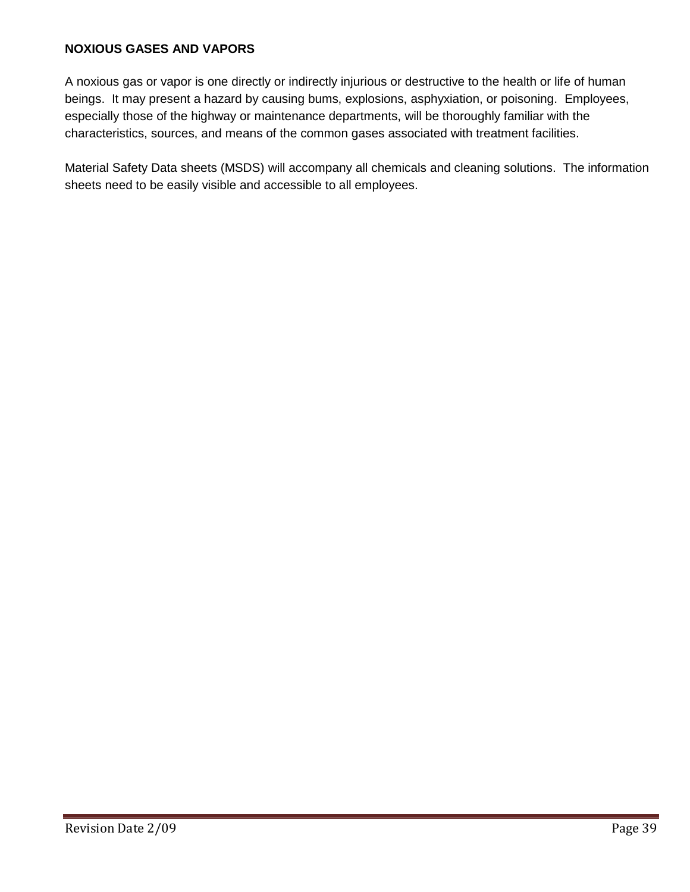## NOXIOUS GASES AND VAPORS

A noxious gas or vapor is one directly or indirectly injurious or destructive to the health or life of human beings. It may present a hazard by causing bums, explosions, asphyxiation, or poisoning. Employees, especially those of the highway or maintenance departments, will be thoroughly familiar with the characteristics, sources, and means of the common gases associated with treatment facilities.

Material Safety Data sheets (MSDS) will accompany all chemicals and cleaning solutions. The information sheets need to be easily visible and accessible to all employees.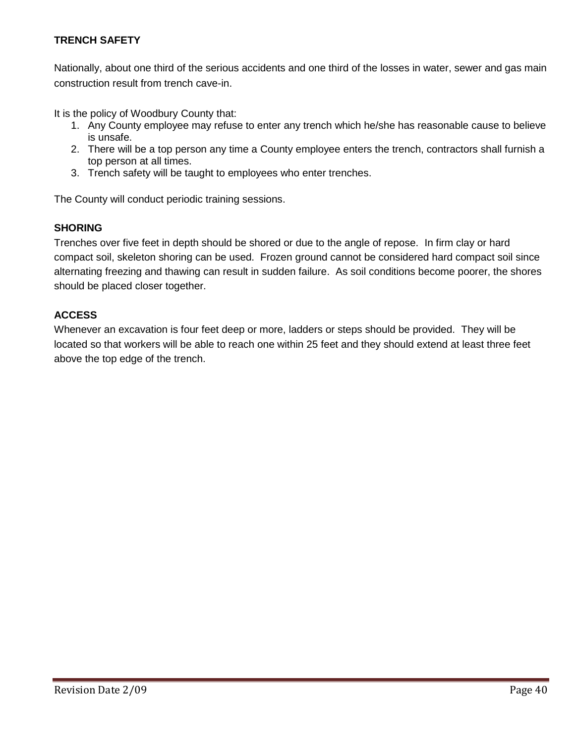## TRENCH SAFETY

Nationally, about one third of the serious accidents and one third of the losses in water, sewer and gas main construction result from trench cave-in.

It is the policy of Woodbury County that:

1. Any County employee may refuse to enter any trench which he/she has reasonable cause to believe is unsafe.
2. There will be a top person any time a County employee enters the trench, contractors shall furnish a top person at all times.
3. Trench safety will be taught to employees who enter trenches.

The County will conduct periodic training sessions.

### SHORING

Trenches over five feet in depth should be shored or due to the angle of repose. In firm clay or hard compact soil, skeleton shoring can be used. Frozen ground cannot be considered hard compact soil since alternating freezing and thawing can result in sudden failure. As soil conditions become poorer, the shores should be placed closer together.

### ACCESS

Whenever an excavation is four feet deep or more, ladders or steps should be provided. They will be located so that workers will be able to reach one within 25 feet and they should extend at least three feet above the top edge of the trench.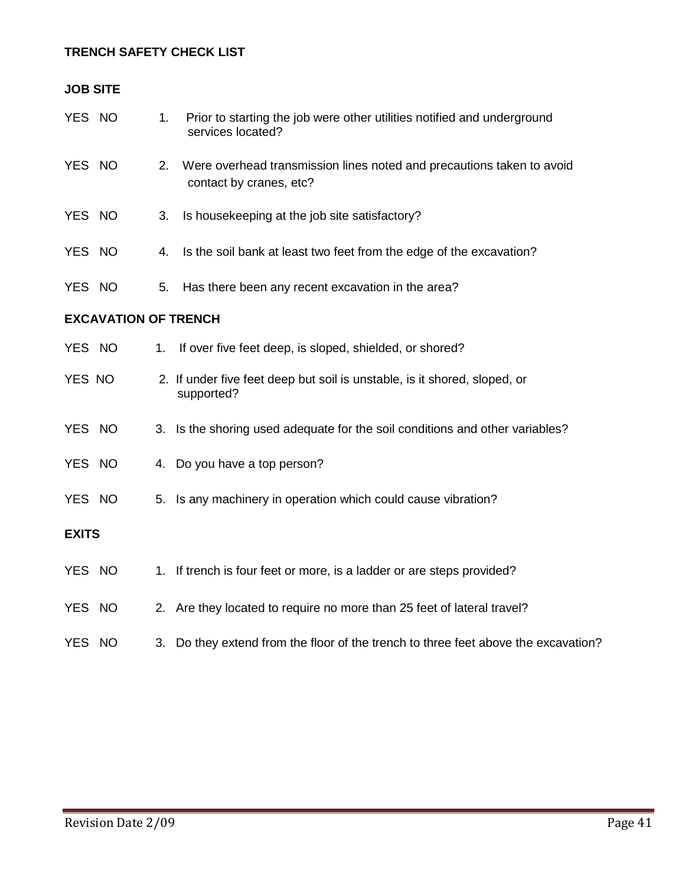## TRENCH SAFETY CHECK LIST

### JOB SITE

YES NO 1. Prior to starting the job were other utilities notified and underground services located?

YES NO 2. Were overhead transmission lines noted and precautions taken to avoid contact by cranes, etc?

YES NO 3. Is housekeeping at the job site satisfactory?

YES NO 4. Is the soil bank at least two feet from the edge of the excavation?

YES NO 5. Has there been any recent excavation in the area?

### EXCAVATION OF TRENCH

YES NO 1. If over five feet deep, is sloped, shielded, or shored?

YES NO 2. If under five feet deep but soil is unstable, is it shored, sloped, or supported?

YES NO 3. Is the shoring used adequate for the soil conditions and other variables?

YES NO 4. Do you have a top person?

YES NO 5. Is any machinery in operation which could cause vibration?

### EXITS

YES NO 1. If trench is four feet or more, is a ladder or are steps provided?

YES NO 2. Are they located to require no more than 25 feet of lateral travel?

YES NO 3. Do they extend from the floor of the trench to three feet above the excavation?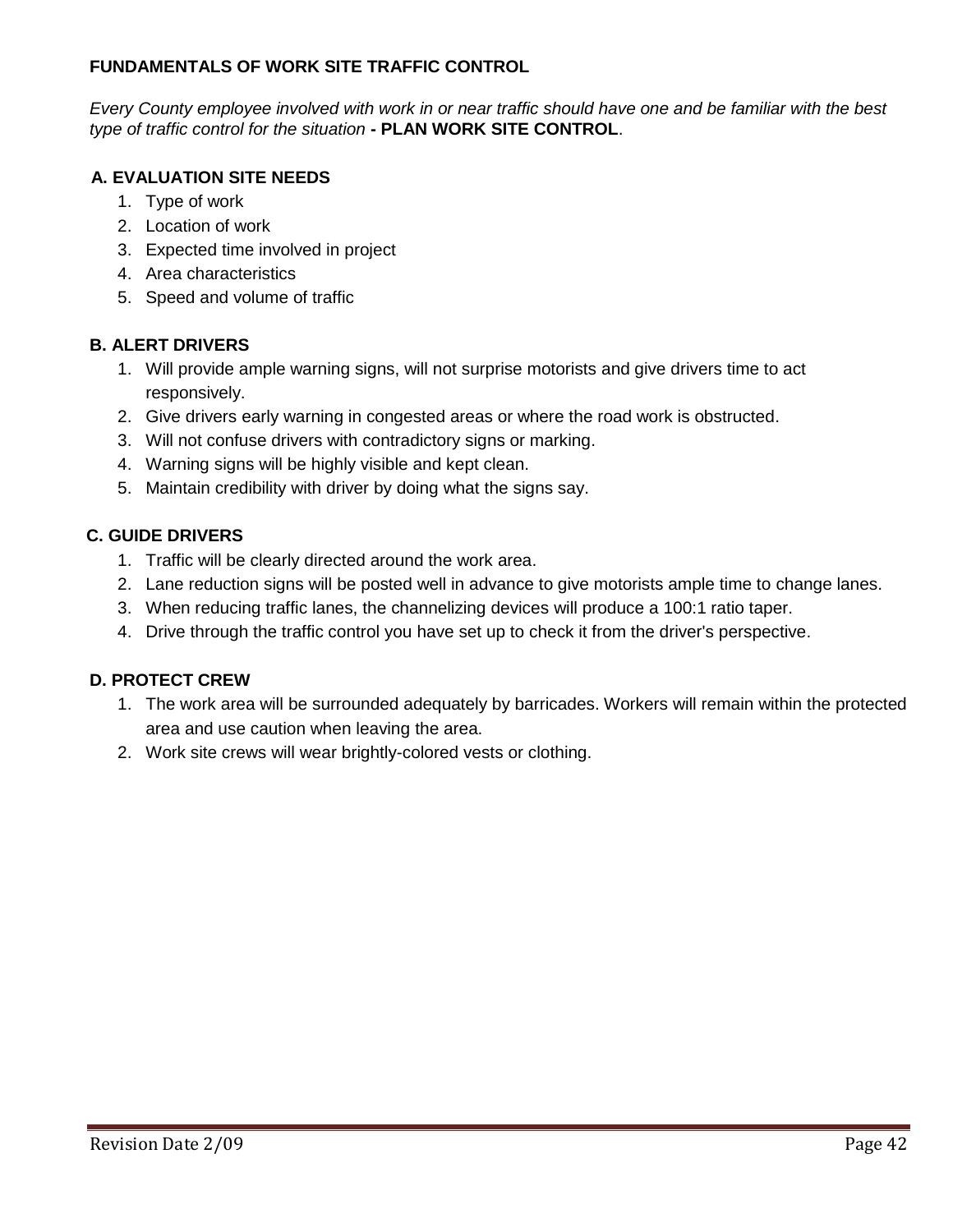## FUNDAMENTALS OF WORK SITE TRAFFIC CONTROL

*Every County employee involved with work in or near traffic should have one and be familiar with the best type of traffic control for the situation* **- PLAN WORK SITE CONTROL**.

### A. EVALUATION SITE NEEDS

1. Type of work
2. Location of work
3. Expected time involved in project
4. Area characteristics
5. Speed and volume of traffic

### B. ALERT DRIVERS

1. Will provide ample warning signs, will not surprise motorists and give drivers time to act responsively.
2. Give drivers early warning in congested areas or where the road work is obstructed.
3. Will not confuse drivers with contradictory signs or marking.
4. Warning signs will be highly visible and kept clean.
5. Maintain credibility with driver by doing what the signs say.

### C. GUIDE DRIVERS

1. Traffic will be clearly directed around the work area.
2. Lane reduction signs will be posted well in advance to give motorists ample time to change lanes.
3. When reducing traffic lanes, the channelizing devices will produce a 100:1 ratio taper.
4. Drive through the traffic control you have set up to check it from the driver's perspective.

### D. PROTECT CREW

1. The work area will be surrounded adequately by barricades. Workers will remain within the protected area and use caution when leaving the area.
2. Work site crews will wear brightly-colored vests or clothing.